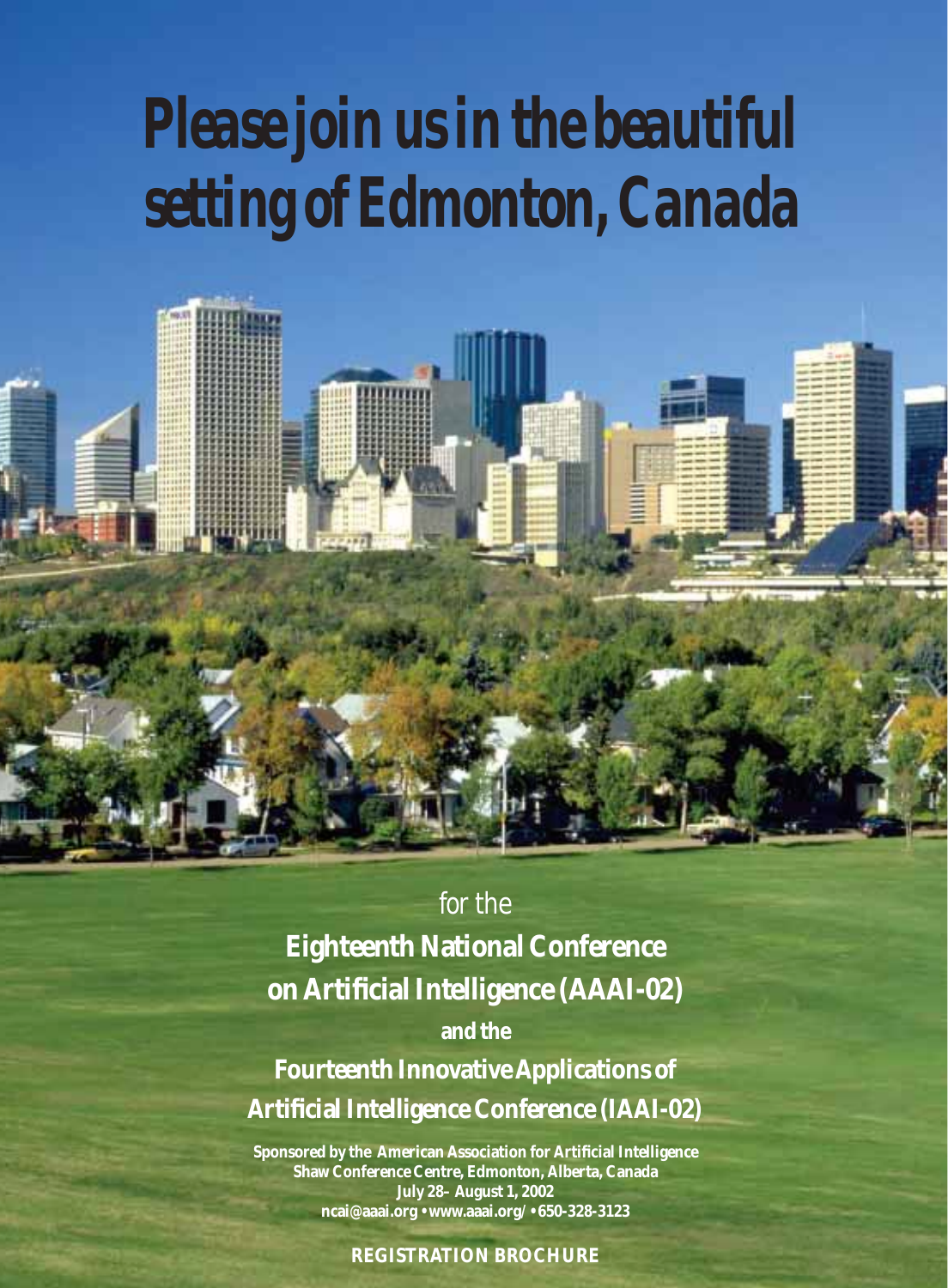# Please join us in the beautiful setting of Edmonton, Canada

for the

## Eighteenth National Conference on Artificial Intelligence (AAAI-02)

and the

## Fourteenth Innovative Applications of Artificial Intelligence Conference (IAAI-02)

**Sponsored by the American Association for Artificial Intelligence**
**Shaw Conference Centre, Edmonton, Alberta, Canada**
**July 28– August 1, 2002**
**ncai@aaai.org • www.aaai.org/ • 650-328-3123**

**REGISTRATION BROCHURE**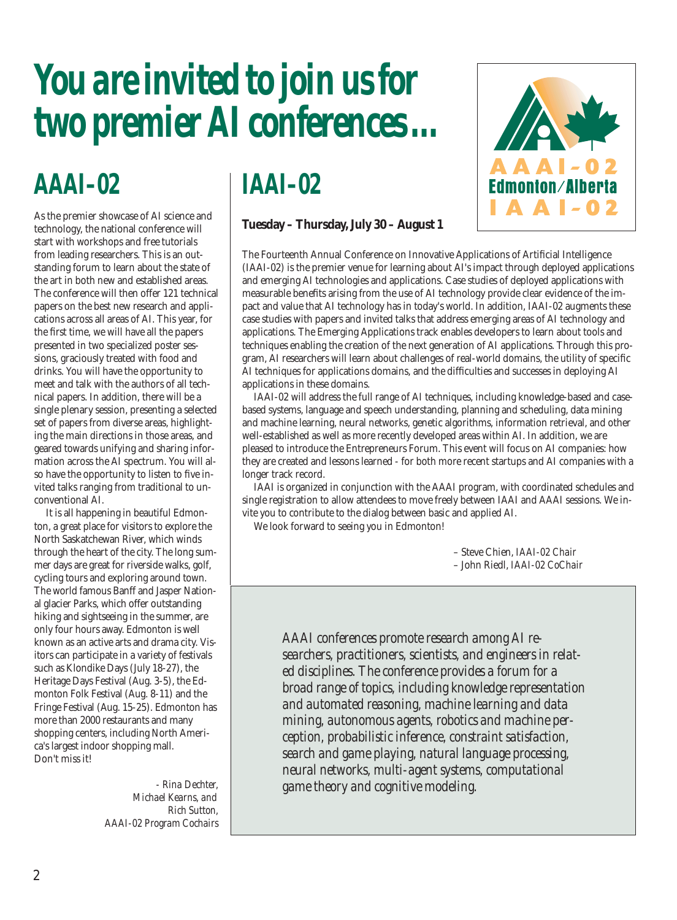# You are invited to join us for two premier AI conferences ...

## AAAI–02

As the premier showcase of AI science and technology, the national conference will start with workshops and free tutorials from leading researchers. This is an outstanding forum to learn about the state of the art in both new and established areas. The conference will then offer 121 technical papers on the best new research and applications across all areas of AI. This year, for the first time, we will have all the papers presented in two specialized poster sessions, graciously treated with food and drinks. You will have the opportunity to meet and talk with the authors of all technical papers. In addition, there will be a single plenary session, presenting a selected set of papers from diverse areas, highlighting the main directions in those areas, and geared towards unifying and sharing information across the AI spectrum. You will also have the opportunity to listen to five invited talks ranging from traditional to unconventional AI.

It is all happening in beautiful Edmonton, a great place for visitors to explore the North Saskatchewan River, which winds through the heart of the city. The long summer days are great for riverside walks, golf, cycling tours and exploring around town. The world famous Banff and Jasper National glacier Parks, which offer outstanding hiking and sightseeing in the summer, are only four hours away. Edmonton is well known as an active arts and drama city. Visitors can participate in a variety of festivals such as Klondike Days (July 18-27), the Heritage Days Festival (Aug. 3-5), the Edmonton Folk Festival (Aug. 8-11) and the Fringe Festival (Aug. 15-25). Edmonton has more than 2000 restaurants and many shopping centers, including North America's largest indoor shopping mall. Don't miss it!

*- Rina Dechter, Michael Kearns, and Rich Sutton, AAAI-02 Program Cochairs*

## IAAI–02

**Tuesday – Thursday, July 30 – August 1**

AAAI–02 Edmonton/Alberta IAAI–02

The Fourteenth Annual Conference on Innovative Applications of Artificial Intelligence (IAAI-02) is the premier venue for learning about AI's impact through deployed applications and emerging AI technologies and applications. Case studies of deployed applications with measurable benefits arising from the use of AI technology provide clear evidence of the impact and value that AI technology has in today's world. In addition, IAAI-02 augments these case studies with papers and invited talks that address emerging areas of AI technology and applications. The Emerging Applications track enables developers to learn about tools and techniques enabling the creation of the next generation of AI applications. Through this program, AI researchers will learn about challenges of real-world domains, the utility of specific AI techniques for applications domains, and the difficulties and successes in deploying AI applications in these domains.

IAAI-02 will address the full range of AI techniques, including knowledge-based and case-based systems, language and speech understanding, planning and scheduling, data mining and machine learning, neural networks, genetic algorithms, information retrieval, and other well-established as well as more recently developed areas within AI. In addition, we are pleased to introduce the Entrepreneurs Forum. This event will focus on AI companies: how they are created and lessons learned - for both more recent startups and AI companies with a longer track record.

IAAI is organized in conjunction with the AAAI program, with coordinated schedules and single registration to allow attendees to move freely between IAAI and AAAI sessions. We invite you to contribute to the dialog between basic and applied AI.

We look forward to seeing you in Edmonton!

– Steve Chien, *IAAI-02 Chair*
– John Riedl, *IAAI-02 CoChair*

*AAAI conferences promote research among AI researchers, practitioners, scientists, and engineers in related disciplines. The conference provides a forum for a broad range of topics, including knowledge representation and automated reasoning, machine learning and data mining, autonomous agents, robotics and machine perception, probabilistic inference, constraint satisfaction, search and game playing, natural language processing, neural networks, multi-agent systems, computational game theory and cognitive modeling.*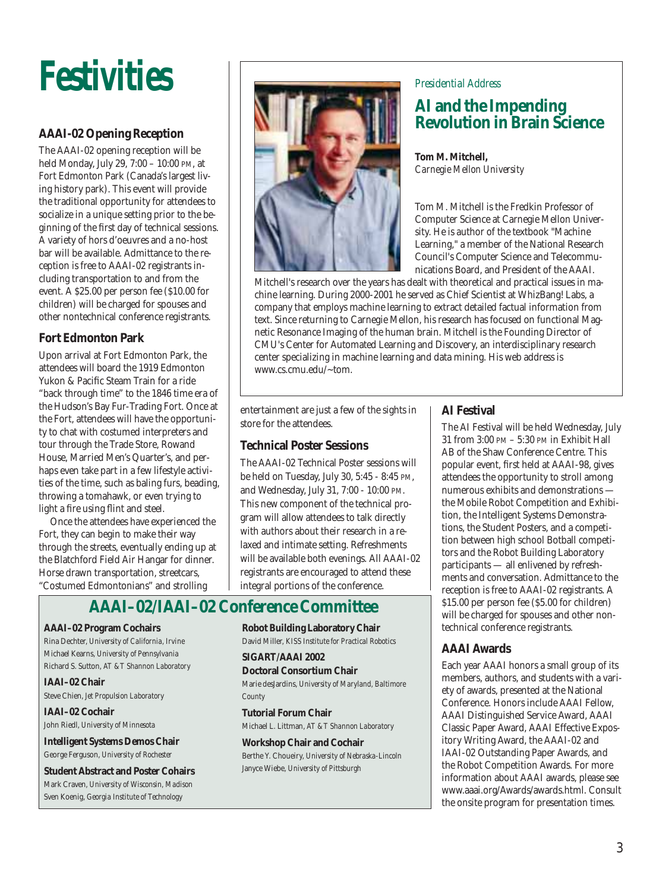# Festivities

## AAAI-02 Opening Reception

The AAAI-02 opening reception will be held Monday, July 29, 7:00 – 10:00 PM, at Fort Edmonton Park (Canada's largest living history park). This event will provide the traditional opportunity for attendees to socialize in a unique setting prior to the beginning of the first day of technical sessions. A variety of hors d'oeuvres and a no-host bar will be available. Admittance to the reception is free to AAAI-02 registrants including transportation to and from the event. A $25.00 per person fee ($10.00 for children) will be charged for spouses and other nontechnical conference registrants.

## Fort Edmonton Park

Upon arrival at Fort Edmonton Park, the attendees will board the 1919 Edmonton Yukon & Pacific Steam Train for a ride "back through time" to the 1846 time era of the Hudson's Bay Fur-Trading Fort. Once at the Fort, attendees will have the opportunity to chat with costumed interpreters and tour through the Trade Store, Rowand House, Married Men's Quarter's, and perhaps even take part in a few lifestyle activities of the time, such as baling furs, beading, throwing a tomahawk, or even trying to light a fire using flint and steel.

Once the attendees have experienced the Fort, they can begin to make their way through the streets, eventually ending up at the Blatchford Field Air Hangar for dinner. Horse drawn transportation, streetcars, "Costumed Edmontonians" and strolling entertainment are just a few of the sights in store for the attendees.

*Presidential Address*

## AI and the Impending Revolution in Brain Science

**Tom M. Mitchell,**
*Carnegie Mellon University*

Tom M. Mitchell is the Fredkin Professor of Computer Science at Carnegie Mellon University. He is author of the textbook "Machine Learning," a member of the National Research Council's Computer Science and Telecommunications Board, and President of the AAAI. Mitchell's research over the years has dealt with theoretical and practical issues in machine learning. During 2000-2001 he served as Chief Scientist at WhizBang! Labs, a company that employs machine learning to extract detailed factual information from text. Since returning to Carnegie Mellon, his research has focused on functional Magnetic Resonance Imaging of the human brain. Mitchell is the Founding Director of CMU's Center for Automated Learning and Discovery, an interdisciplinary research center specializing in machine learning and data mining. His web address is www.cs.cmu.edu/~tom.

## Technical Poster Sessions

The AAAI-02 Technical Poster sessions will be held on Tuesday, July 30, 5:45 - 8:45 PM, and Wednesday, July 31, 7:00 - 10:00 PM. This new component of the technical program will allow attendees to talk directly with authors about their research in a relaxed and intimate setting. Refreshments will be available both evenings. All AAAI-02 registrants are encouraged to attend these integral portions of the conference.

## AI Festival

The AI Festival will be held Wednesday, July 31 from 3:00 PM – 5:30 PM in Exhibit Hall AB of the Shaw Conference Centre. This popular event, first held at AAAI-98, gives attendees the opportunity to stroll among numerous exhibits and demonstrations — the Mobile Robot Competition and Exhibition, the Intelligent Systems Demonstrations, the Student Posters, and a competition between high school Botball competitors and the Robot Building Laboratory participants — all enlivened by refreshments and conversation. Admittance to the reception is free to AAAI-02 registrants. A $15.00 per person fee ($5.00 for children) will be charged for spouses and other nontechnical conference registrants.

## AAAI Awards

Each year AAAI honors a small group of its members, authors, and students with a variety of awards, presented at the National Conference. Honors include AAAI Fellow, AAAI Distinguished Service Award, AAAI Classic Paper Award, AAAI Effective Expository Writing Award, the AAAI-02 and IAAI-02 Outstanding Paper Awards, and the Robot Competition Awards. For more information about AAAI awards, please see www.aaai.org/Awards/awards.html. Consult the onsite program for presentation times.

## AAAI–02/IAAI–02 Conference Committee

**AAAI–02 Program Cochairs**
Rina Dechter, *University of California, Irvine*
Michael Kearns, *University of Pennsylvania*
Richard S. Sutton, *AT &T Shannon Laboratory*

**IAAI–02 Chair**
Steve Chien, *Jet Propulsion Laboratory*

**IAAI–02 Cochair**
John Riedl, *University of Minnesota*

**Intelligent Systems Demos Chair**
George Ferguson, *University of Rochester*

**Student Abstract and Poster Cohairs**
Mark Craven, *University of Wisconsin, Madison*
Sven Koenig, *Georgia Institute of Technology*

**Robot Building Laboratory Chair**
David Miller, *KISS Institute for Practical Robotics*

**SIGART/AAAI 2002 Doctoral Consortium Chair**
Marie desJardins, *University of Maryland, Baltimore County*

**Tutorial Forum Chair**
Michael L. Littman, *AT &T Shannon Laboratory*

**Workshop Chair and Cochair**
Berthe Y. Choueiry, *University of Nebraska-Lincoln*
Janyce Wiebe, *University of Pittsburgh*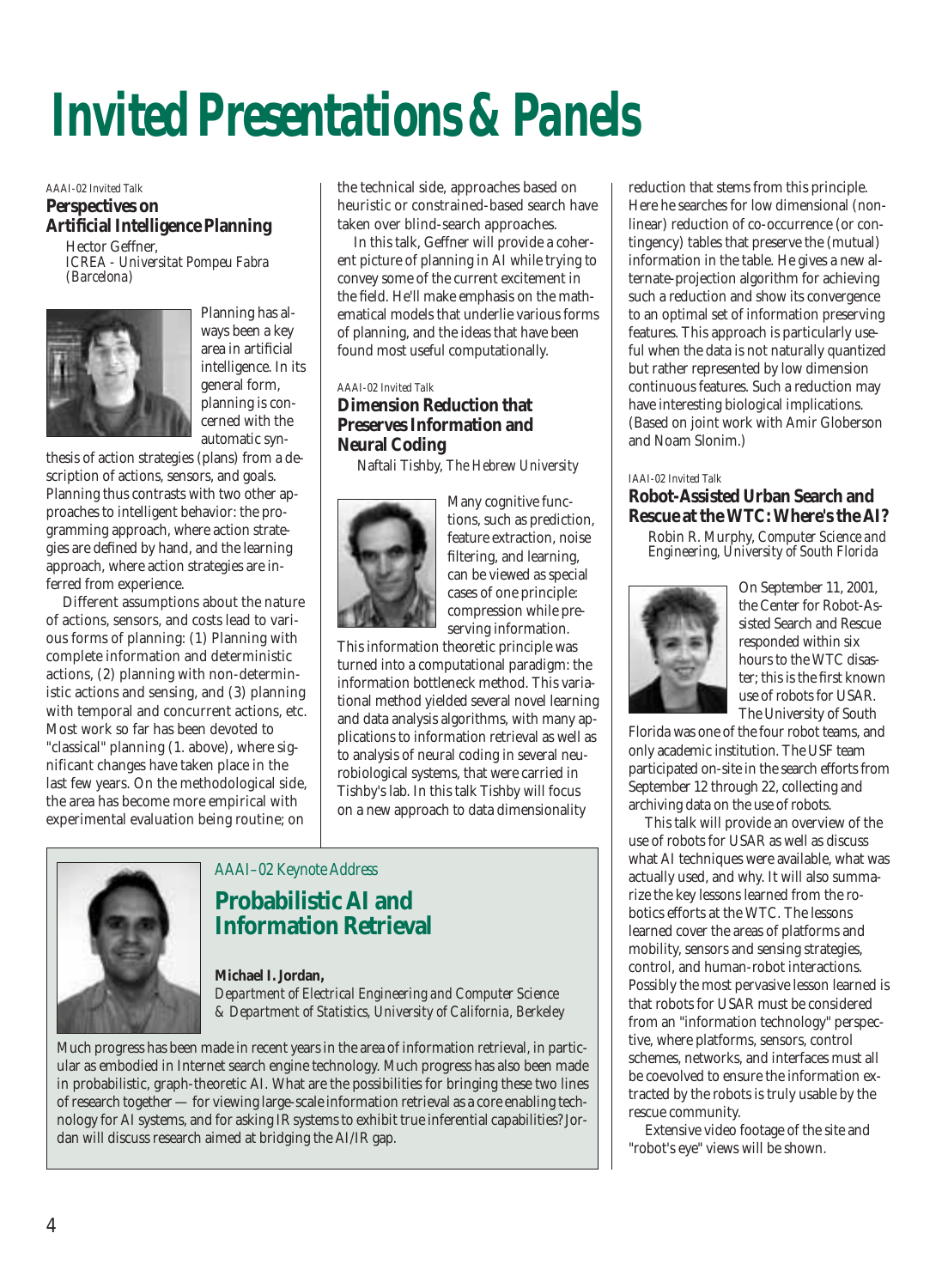# Invited Presentations & Panels

*AAAI-02 Invited Talk*

### Perspectives on Artificial Intelligence Planning

Hector Geffner, *ICREA - Universitat Pompeu Fabra (Barcelona)*

Planning has always been a key area in artificial intelligence. In its general form, planning is concerned with the automatic synthesis of action strategies (plans) from a description of actions, sensors, and goals. Planning thus contrasts with two other approaches to intelligent behavior: the programming approach, where action strategies are defined by hand, and the learning approach, where action strategies are inferred from experience.

Different assumptions about the nature of actions, sensors, and costs lead to various forms of planning: (1) Planning with complete information and deterministic actions, (2) planning with non-deterministic actions and sensing, and (3) planning with temporal and concurrent actions, etc. Most work so far has been devoted to "classical" planning (1. above), where significant changes have taken place in the last few years. On the methodological side, the area has become more empirical with experimental evaluation being routine; on the technical side, approaches based on heuristic or constrained-based search have taken over blind-search approaches.

In this talk, Geffner will provide a coherent picture of planning in AI while trying to convey some of the current excitement in the field. He'll make emphasis on the mathematical models that underlie various forms of planning, and the ideas that have been found most useful computationally.

*AAAI-02 Invited Talk*

### Dimension Reduction that Preserves Information and Neural Coding

Naftali Tishby, *The Hebrew University*

Many cognitive functions, such as prediction, feature extraction, noise filtering, and learning, can be viewed as special cases of one principle: compression while preserving information. This information theoretic principle was turned into a computational paradigm: the information bottleneck method. This variational method yielded several novel learning and data analysis algorithms, with many applications to information retrieval as well as to analysis of neural coding in several neurobiological systems, that were carried in Tishby's lab. In this talk Tishby will focus on a new approach to data dimensionality reduction that stems from this principle. Here he searches for low dimensional (nonlinear) reduction of co-occurrence (or contingency) tables that preserve the (mutual) information in the table. He gives a new alternate-projection algorithm for achieving such a reduction and show its convergence to an optimal set of information preserving features. This approach is particularly useful when the data is not naturally quantized but rather represented by low dimension continuous features. Such a reduction may have interesting biological implications. (Based on joint work with Amir Globerson and Noam Slonim.)

*IAAI-02 Invited Talk*

### Robot-Assisted Urban Search and Rescue at the WTC: Where's the AI?

Robin R. Murphy, *Computer Science and Engineering, University of South Florida*

On September 11, 2001, the Center for Robot-Assisted Search and Rescue responded within six hours to the WTC disaster; this is the first known use of robots for USAR. The University of South Florida was one of the four robot teams, and only academic institution. The USF team participated on-site in the search efforts from September 12 through 22, collecting and archiving data on the use of robots.

This talk will provide an overview of the use of robots for USAR as well as discuss what AI techniques were available, what was actually used, and why. It will also summarize the key lessons learned from the robotics efforts at the WTC. The lessons learned cover the areas of platforms and mobility, sensors and sensing strategies, control, and human-robot interactions. Possibly the most pervasive lesson learned is that robots for USAR must be considered from an "information technology" perspective, where platforms, sensors, control schemes, networks, and interfaces must all be coevolved to ensure the information extracted by the robots is truly usable by the rescue community.

Extensive video footage of the site and "robot's eye" views will be shown.

*AAAI–02 Keynote Address*

## Probabilistic AI and Information Retrieval

**Michael I. Jordan,**
*Department of Electrical Engineering and Computer Science & Department of Statistics, University of California, Berkeley*

Much progress has been made in recent years in the area of information retrieval, in particular as embodied in Internet search engine technology. Much progress has also been made in probabilistic, graph-theoretic AI. What are the possibilities for bringing these two lines of research together — for viewing large-scale information retrieval as a core enabling technology for AI systems, and for asking IR systems to exhibit true inferential capabilities? Jordan will discuss research aimed at bridging the AI/IR gap.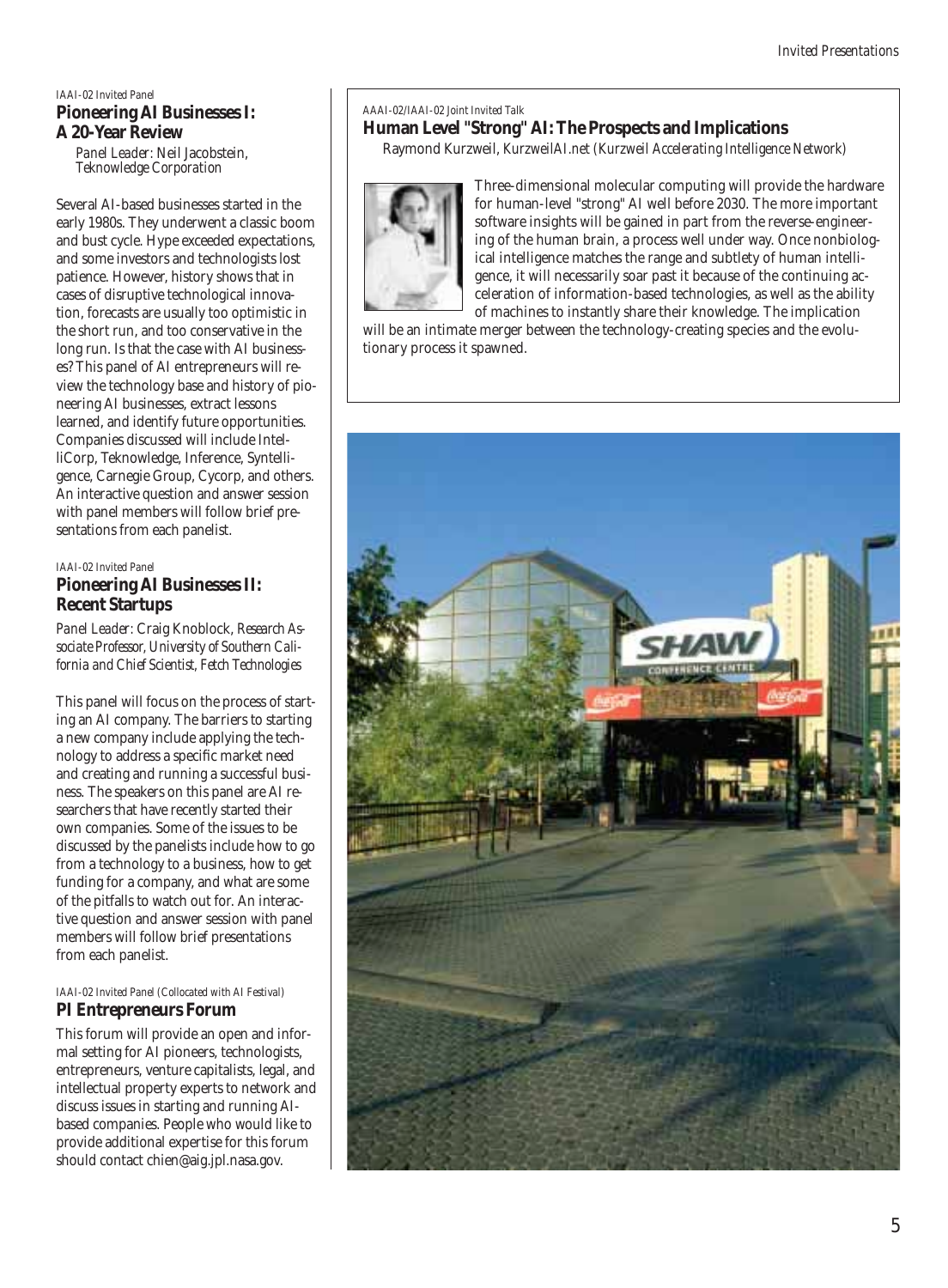*IAAI-02 Invited Panel*

## Pioneering AI Businesses I: A 20-Year Review

*Panel Leader:* Neil Jacobstein, *Teknowledge Corporation*

Several AI-based businesses started in the early 1980s. They underwent a classic boom and bust cycle. Hype exceeded expectations, and some investors and technologists lost patience. However, history shows that in cases of disruptive technological innovation, forecasts are usually too optimistic in the short run, and too conservative in the long run. Is that the case with AI businesses? This panel of AI entrepreneurs will review the technology base and history of pioneering AI businesses, extract lessons learned, and identify future opportunities. Companies discussed will include IntelliCorp, Teknowledge, Inference, Syntelligence, Carnegie Group, Cycorp, and others. An interactive question and answer session with panel members will follow brief presentations from each panelist.

*IAAI-02 Invited Panel*

## Pioneering AI Businesses II: Recent Startups

*Panel Leader:* Craig Knoblock, *Research Associate Professor, University of Southern California and Chief Scientist, Fetch Technologies*

This panel will focus on the process of starting an AI company. The barriers to starting a new company include applying the technology to address a specific market need and creating and running a successful business. The speakers on this panel are AI researchers that have recently started their own companies. Some of the issues to be discussed by the panelists include how to go from a technology to a business, how to get funding for a company, and what are some of the pitfalls to watch out for. An interactive question and answer session with panel members will follow brief presentations from each panelist.

*IAAI-02 Invited Panel (Collocated with AI Festival)*

## PI Entrepreneurs Forum

This forum will provide an open and informal setting for AI pioneers, technologists, entrepreneurs, venture capitalists, legal, and intellectual property experts to network and discuss issues in starting and running AI-based companies. People who would like to provide additional expertise for this forum should contact chien@aig.jpl.nasa.gov.

*AAAI-02/IAAI-02 Joint Invited Talk*

## Human Level "Strong" AI: The Prospects and Implications

Raymond Kurzweil, *KurzweilAI.net (Kurzweil Accelerating Intelligence Network)*

Three-dimensional molecular computing will provide the hardware for human-level "strong" AI well before 2030. The more important software insights will be gained in part from the reverse-engineering of the human brain, a process well under way. Once nonbiological intelligence matches the range and subtlety of human intelligence, it will necessarily soar past it because of the continuing acceleration of information-based technologies, as well as the ability of machines to instantly share their knowledge. The implication will be an intimate merger between the technology-creating species and the evolutionary process it spawned.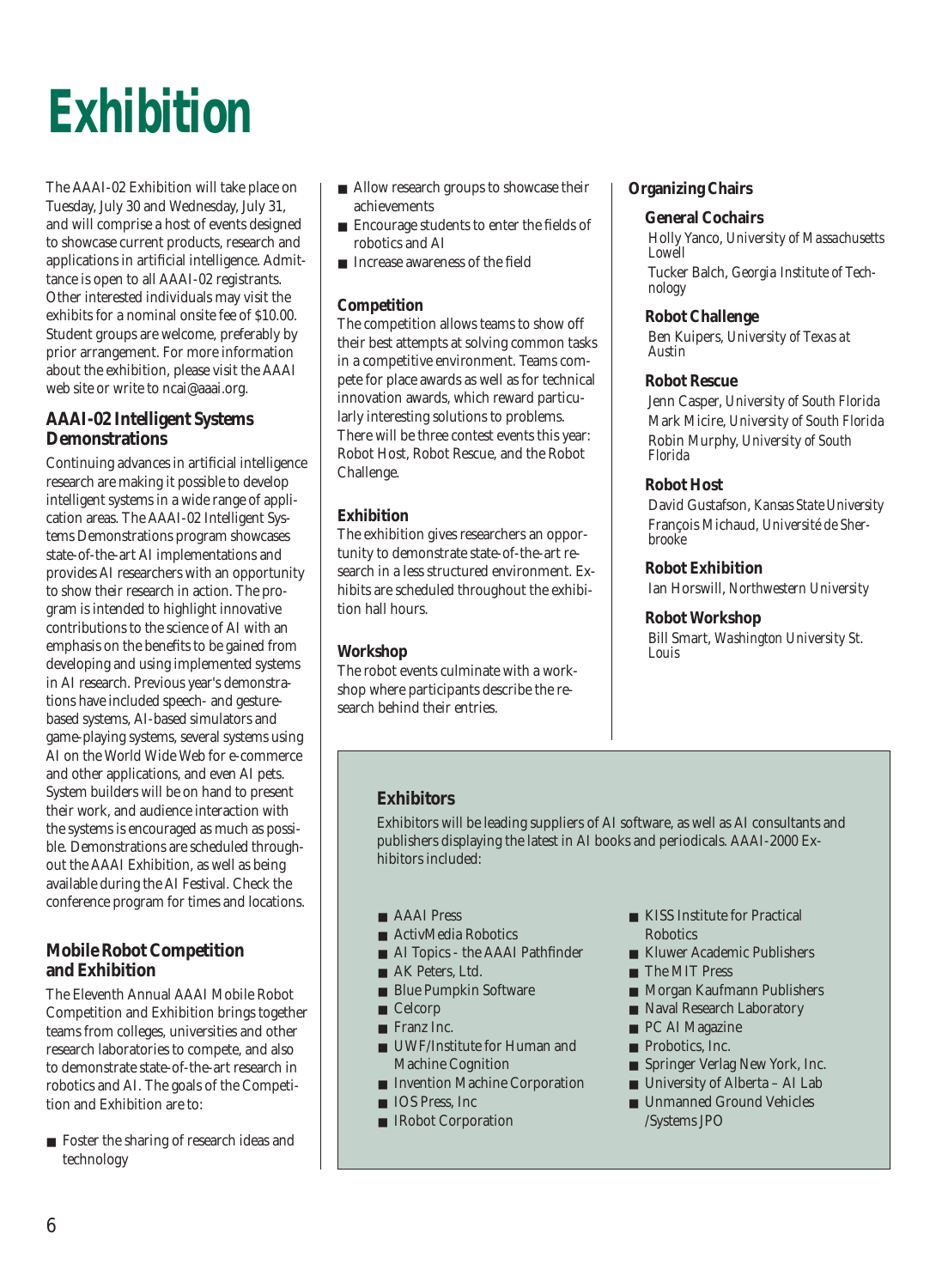# Exhibition

The AAAI-02 Exhibition will take place on Tuesday, July 30 and Wednesday, July 31, and will comprise a host of events designed to showcase current products, research and applications in artificial intelligence. Admittance is open to all AAAI-02 registrants. Other interested individuals may visit the exhibits for a nominal onsite fee of $10.00. Student groups are welcome, preferably by prior arrangement. For more information about the exhibition, please visit the AAAI web site or write to ncai@aaai.org.

### AAAI-02 Intelligent Systems Demonstrations

Continuing advances in artificial intelligence research are making it possible to develop intelligent systems in a wide range of application areas. The AAAI-02 Intelligent Systems Demonstrations program showcases state-of-the-art AI implementations and provides AI researchers with an opportunity to show their research in action. The program is intended to highlight innovative contributions to the science of AI with an emphasis on the benefits to be gained from developing and using implemented systems in AI research. Previous year's demonstrations have included speech- and gesture-based systems, AI-based simulators and game-playing systems, several systems using AI on the World Wide Web for e-commerce and other applications, and even AI pets. System builders will be on hand to present their work, and audience interaction with the systems is encouraged as much as possible. Demonstrations are scheduled throughout the AAAI Exhibition, as well as being available during the AI Festival. Check the conference program for times and locations.

### Mobile Robot Competition and Exhibition

The Eleventh Annual AAAI Mobile Robot Competition and Exhibition brings together teams from colleges, universities and other research laboratories to compete, and also to demonstrate state-of-the-art research in robotics and AI. The goals of the Competition and Exhibition are to:

- Foster the sharing of research ideas and technology
- Allow research groups to showcase their achievements
- Encourage students to enter the fields of robotics and AI
- Increase awareness of the field

#### Competition

The competition allows teams to show off their best attempts at solving common tasks in a competitive environment. Teams compete for place awards as well as for technical innovation awards, which reward particularly interesting solutions to problems. There will be three contest events this year: Robot Host, Robot Rescue, and the Robot Challenge.

#### Exhibition

The exhibition gives researchers an opportunity to demonstrate state-of-the-art research in a less structured environment. Exhibits are scheduled throughout the exhibition hall hours.

#### Workshop

The robot events culminate with a workshop where participants describe the research behind their entries.

### Organizing Chairs

#### General Cochairs

Holly Yanco, *University of Massachusetts Lowell*

Tucker Balch, *Georgia Institute of Technology*

#### Robot Challenge

Ben Kuipers, *University of Texas at Austin*

#### Robot Rescue

Jenn Casper, *University of South Florida*

Mark Micire, *University of South Florida*

Robin Murphy, *University of South Florida*

#### Robot Host

David Gustafson, *Kansas State University*

François Michaud, *Université de Sherbrooke*

#### Robot Exhibition

Ian Horswill, *Northwestern University*

#### Robot Workshop

Bill Smart, *Washington University St. Louis*

### Exhibitors

Exhibitors will be leading suppliers of AI software, as well as AI consultants and publishers displaying the latest in AI books and periodicals. AAAI-2000 Exhibitors included:

- AAAI Press
- ActivMedia Robotics
- AI Topics - the AAAI Pathfinder
- AK Peters, Ltd.
- Blue Pumpkin Software
- Celcorp
- Franz Inc.
- UWF/Institute for Human and Machine Cognition
- Invention Machine Corporation
- IOS Press, Inc
- IRobot Corporation
- KISS Institute for Practical Robotics
- Kluwer Academic Publishers
- The MIT Press
- Morgan Kaufmann Publishers
- Naval Research Laboratory
- PC AI Magazine
- Probotics, Inc.
- Springer Verlag New York, Inc.
- University of Alberta – AI Lab
- Unmanned Ground Vehicles /Systems JPO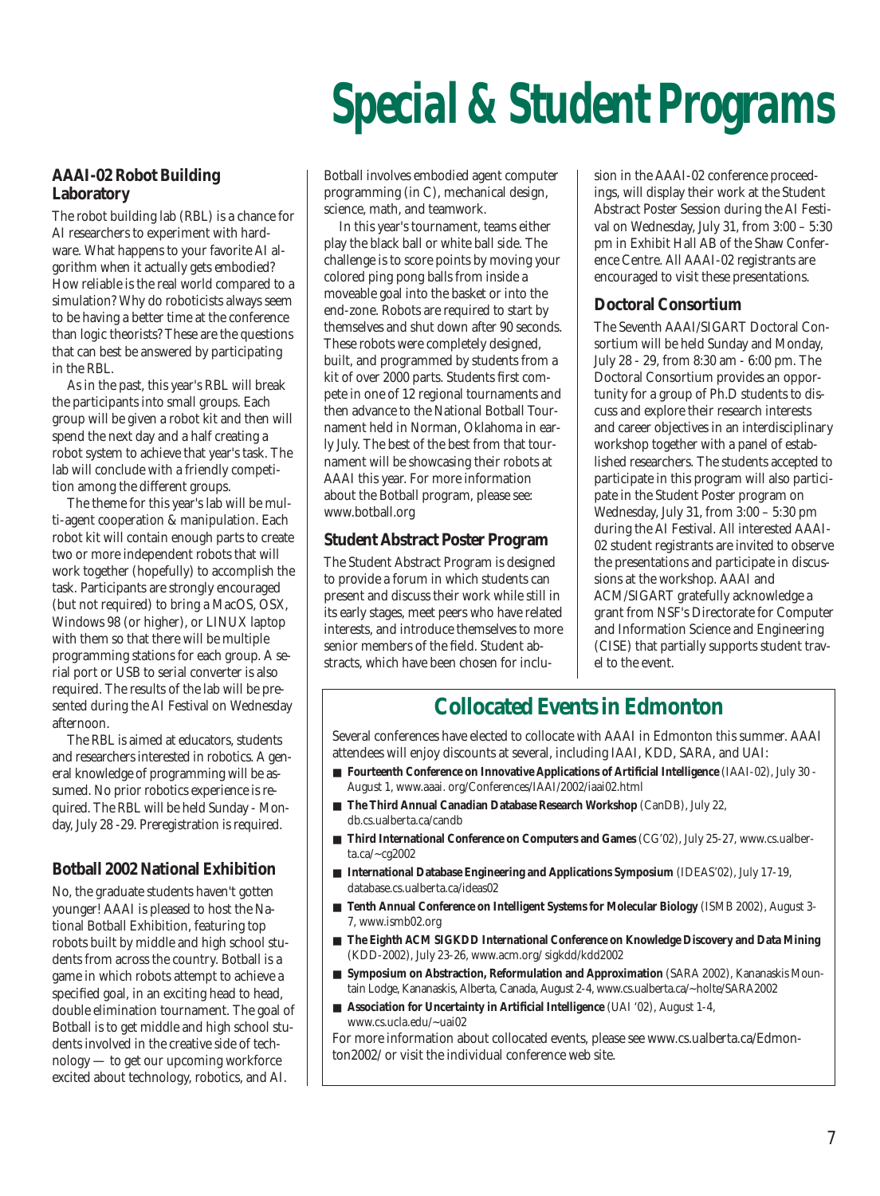# Special & Student Programs

## AAAI-02 Robot Building Laboratory

The robot building lab (RBL) is a chance for AI researchers to experiment with hardware. What happens to your favorite AI algorithm when it actually gets embodied? How reliable is the real world compared to a simulation? Why do roboticists always seem to be having a better time at the conference than logic theorists? These are the questions that can best be answered by participating in the RBL.

As in the past, this year's RBL will break the participants into small groups. Each group will be given a robot kit and then will spend the next day and a half creating a robot system to achieve that year's task. The lab will conclude with a friendly competition among the different groups.

The theme for this year's lab will be multi-agent cooperation & manipulation. Each robot kit will contain enough parts to create two or more independent robots that will work together (hopefully) to accomplish the task. Participants are strongly encouraged (but not required) to bring a MacOS, OSX, Windows 98 (or higher), or LINUX laptop with them so that there will be multiple programming stations for each group. A serial port or USB to serial converter is also required. The results of the lab will be presented during the AI Festival on Wednesday afternoon.

The RBL is aimed at educators, students and researchers interested in robotics. A general knowledge of programming will be assumed. No prior robotics experience is required. The RBL will be held Sunday - Monday, July 28 -29. Preregistration is required.

## Botball 2002 National Exhibition

No, the graduate students haven't gotten younger! AAAI is pleased to host the National Botball Exhibition, featuring top robots built by middle and high school students from across the country. Botball is a game in which robots attempt to achieve a specified goal, in an exciting head to head, double elimination tournament. The goal of Botball is to get middle and high school students involved in the creative side of technology — to get our upcoming workforce excited about technology, robotics, and AI. Botball involves embodied agent computer programming (in C), mechanical design, science, math, and teamwork.

In this year's tournament, teams either play the black ball or white ball side. The challenge is to score points by moving your colored ping pong balls from inside a moveable goal into the basket or into the end-zone. Robots are required to start by themselves and shut down after 90 seconds. These robots were completely designed, built, and programmed by students from a kit of over 2000 parts. Students first compete in one of 12 regional tournaments and then advance to the National Botball Tournament held in Norman, Oklahoma in early July. The best of the best from that tournament will be showcasing their robots at AAAI this year. For more information about the Botball program, please see: www.botball.org

## Student Abstract Poster Program

The Student Abstract Program is designed to provide a forum in which students can present and discuss their work while still in its early stages, meet peers who have related interests, and introduce themselves to more senior members of the field. Student abstracts, which have been chosen for inclusion in the AAAI-02 conference proceedings, will display their work at the Student Abstract Poster Session during the AI Festival on Wednesday, July 31, from 3:00 – 5:30 pm in Exhibit Hall AB of the Shaw Conference Centre. All AAAI-02 registrants are encouraged to visit these presentations.

## Doctoral Consortium

The Seventh AAAI/SIGART Doctoral Consortium will be held Sunday and Monday, July 28 - 29, from 8:30 am - 6:00 pm. The Doctoral Consortium provides an opportunity for a group of Ph.D students to discuss and explore their research interests and career objectives in an interdisciplinary workshop together with a panel of established researchers. The students accepted to participate in this program will also participate in the Student Poster program on Wednesday, July 31, from 3:00 – 5:30 pm during the AI Festival. All interested AAAI-02 student registrants are invited to observe the presentations and participate in discussions at the workshop. AAAI and ACM/SIGART gratefully acknowledge a grant from NSF's Directorate for Computer and Information Science and Engineering (CISE) that partially supports student travel to the event.

## Collocated Events in Edmonton

Several conferences have elected to collocate with AAAI in Edmonton this summer. AAAI attendees will enjoy discounts at several, including IAAI, KDD, SARA, and UAI:

- **Fourteenth Conference on Innovative Applications of Artificial Intelligence** (IAAI-02), July 30 - August 1, www.aaai. org/Conferences/IAAI/2002/iaai02.html
- **The Third Annual Canadian Database Research Workshop** (CanDB), July 22, db.cs.ualberta.ca/candb
- **Third International Conference on Computers and Games** (CG'02), July 25-27, www.cs.ualberta.ca/~cg2002
- **International Database Engineering and Applications Symposium** (IDEAS'02), July 17-19, database.cs.ualberta.ca/ideas02
- **Tenth Annual Conference on Intelligent Systems for Molecular Biology** (ISMB 2002), August 3-7, www.ismb02.org
- **The Eighth ACM SIGKDD International Conference on Knowledge Discovery and Data Mining** (KDD-2002), July 23-26, www.acm.org/ sigkdd/kdd2002
- **Symposium on Abstraction, Reformulation and Approximation** (SARA 2002), Kananaskis Mountain Lodge, Kananaskis, Alberta, Canada, August 2-4, www.cs.ualberta.ca/~holte/SARA2002
- **Association for Uncertainty in Artificial Intelligence** (UAI '02), August 1-4, www.cs.ucla.edu/~uai02

For more information about collocated events, please see www.cs.ualberta.ca/Edmonton2002/ or visit the individual conference web site.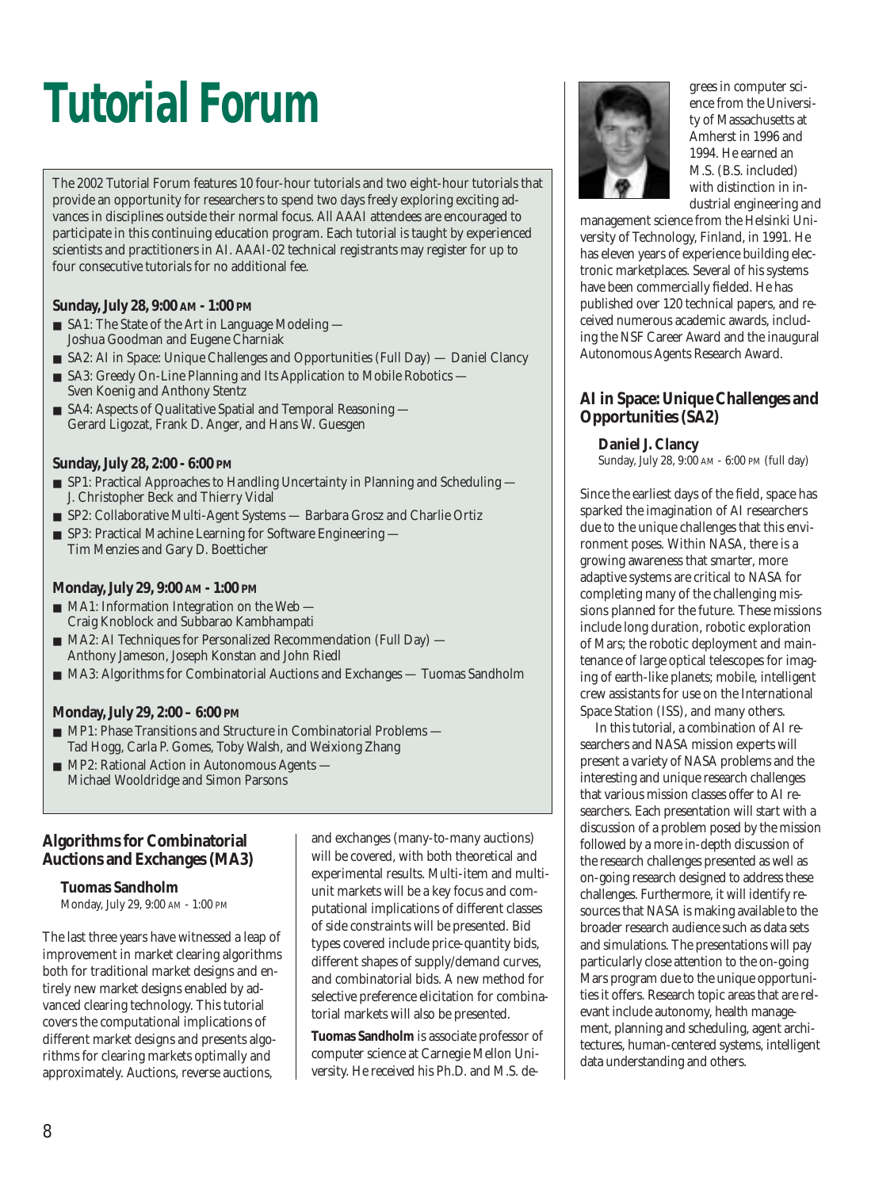# Tutorial Forum

The 2002 Tutorial Forum features 10 four-hour tutorials and two eight-hour tutorials that provide an opportunity for researchers to spend two days freely exploring exciting advances in disciplines outside their normal focus. All AAAI attendees are encouraged to participate in this continuing education program. Each tutorial is taught by experienced scientists and practitioners in AI. AAAI-02 technical registrants may register for up to four consecutive tutorials for no additional fee.

**Sunday, July 28, 9:00 AM - 1:00 PM**

- SA1: The State of the Art in Language Modeling — Joshua Goodman and Eugene Charniak
- SA2: AI in Space: Unique Challenges and Opportunities (Full Day) — Daniel Clancy
- SA3: Greedy On-Line Planning and Its Application to Mobile Robotics — Sven Koenig and Anthony Stentz
- SA4: Aspects of Qualitative Spatial and Temporal Reasoning — Gerard Ligozat, Frank D. Anger, and Hans W. Guesgen

**Sunday, July 28, 2:00 - 6:00 PM**

- SP1: Practical Approaches to Handling Uncertainty in Planning and Scheduling — J. Christopher Beck and Thierry Vidal
- SP2: Collaborative Multi-Agent Systems — Barbara Grosz and Charlie Ortiz
- SP3: Practical Machine Learning for Software Engineering — Tim Menzies and Gary D. Boetticher

**Monday, July 29, 9:00 AM - 1:00 PM**

- MA1: Information Integration on the Web — Craig Knoblock and Subbarao Kambhampati
- MA2: AI Techniques for Personalized Recommendation (Full Day) — Anthony Jameson, Joseph Konstan and John Riedl
- MA3: Algorithms for Combinatorial Auctions and Exchanges — Tuomas Sandholm

**Monday, July 29, 2:00 – 6:00 PM**

- MP1: Phase Transitions and Structure in Combinatorial Problems — Tad Hogg, Carla P. Gomes, Toby Walsh, and Weixiong Zhang
- MP2: Rational Action in Autonomous Agents — Michael Wooldridge and Simon Parsons

## Algorithms for Combinatorial Auctions and Exchanges (MA3)

**Tuomas Sandholm**
Monday, July 29, 9:00 AM - 1:00 PM

The last three years have witnessed a leap of improvement in market clearing algorithms both for traditional market designs and entirely new market designs enabled by advanced clearing technology. This tutorial covers the computational implications of different market designs and presents algorithms for clearing markets optimally and approximately. Auctions, reverse auctions, and exchanges (many-to-many auctions) will be covered, with both theoretical and experimental results. Multi-item and multi-unit markets will be a key focus and computational implications of different classes of side constraints will be presented. Bid types covered include price-quantity bids, different shapes of supply/demand curves, and combinatorial bids. A new method for selective preference elicitation for combinatorial markets will also be presented.

**Tuomas Sandholm** is associate professor of computer science at Carnegie Mellon University. He received his Ph.D. and M.S. degrees in computer science from the University of Massachusetts at Amherst in 1996 and 1994. He earned an M.S. (B.S. included) with distinction in industrial engineering and management science from the Helsinki University of Technology, Finland, in 1991. He has eleven years of experience building electronic marketplaces. Several of his systems have been commercially fielded. He has published over 120 technical papers, and received numerous academic awards, including the NSF Career Award and the inaugural Autonomous Agents Research Award.

## AI in Space: Unique Challenges and Opportunities (SA2)

**Daniel J. Clancy**
Sunday, July 28, 9:00 AM - 6:00 PM (full day)

Since the earliest days of the field, space has sparked the imagination of AI researchers due to the unique challenges that this environment poses. Within NASA, there is a growing awareness that smarter, more adaptive systems are critical to NASA for completing many of the challenging missions planned for the future. These missions include long duration, robotic exploration of Mars; the robotic deployment and maintenance of large optical telescopes for imaging of earth-like planets; mobile, intelligent crew assistants for use on the International Space Station (ISS), and many others.

In this tutorial, a combination of AI researchers and NASA mission experts will present a variety of NASA problems and the interesting and unique research challenges that various mission classes offer to AI researchers. Each presentation will start with a discussion of a problem posed by the mission followed by a more in-depth discussion of the research challenges presented as well as on-going research designed to address these challenges. Furthermore, it will identify resources that NASA is making available to the broader research audience such as data sets and simulations. The presentations will pay particularly close attention to the on-going Mars program due to the unique opportunities it offers. Research topic areas that are relevant include autonomy, health management, planning and scheduling, agent architectures, human-centered systems, intelligent data understanding and others.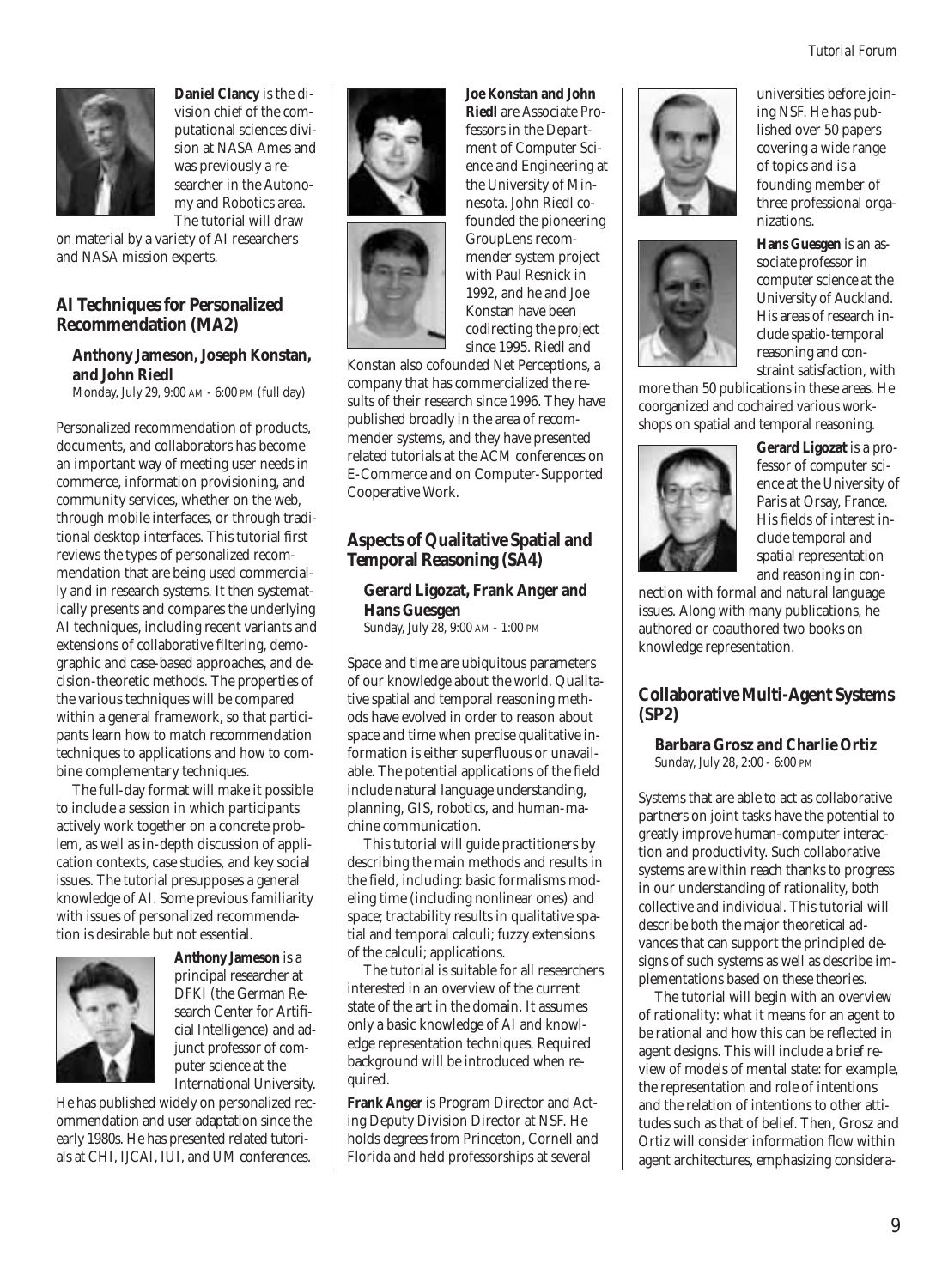**Daniel Clancy** is the division chief of the computational sciences division at NASA Ames and was previously a researcher in the Autonomy and Robotics area. The tutorial will draw on material by a variety of AI researchers and NASA mission experts.

## AI Techniques for Personalized Recommendation (MA2)

### Anthony Jameson, Joseph Konstan, and John Riedl

Monday, July 29, 9:00 AM - 6:00 PM (full day)

Personalized recommendation of products, documents, and collaborators has become an important way of meeting user needs in commerce, information provisioning, and community services, whether on the web, through mobile interfaces, or through traditional desktop interfaces. This tutorial first reviews the types of personalized recommendation that are being used commercially and in research systems. It then systematically presents and compares the underlying AI techniques, including recent variants and extensions of collaborative filtering, demographic and case-based approaches, and decision-theoretic methods. The properties of the various techniques will be compared within a general framework, so that participants learn how to match recommendation techniques to applications and how to combine complementary techniques.

The full-day format will make it possible to include a session in which participants actively work together on a concrete problem, as well as in-depth discussion of application contexts, case studies, and key social issues. The tutorial presupposes a general knowledge of AI. Some previous familiarity with issues of personalized recommendation is desirable but not essential.

**Anthony Jameson** is a principal researcher at DFKI (the German Research Center for Artificial Intelligence) and adjunct professor of computer science at the International University. He has published widely on personalized recommendation and user adaptation since the early 1980s. He has presented related tutorials at CHI, IJCAI, IUI, and UM conferences.

**Joe Konstan and John Riedl** are Associate Professors in the Department of Computer Science and Engineering at the University of Minnesota. John Riedl cofounded the pioneering GroupLens recommender system project with Paul Resnick in 1992, and he and Joe Konstan have been codirecting the project since 1995. Riedl and Konstan also cofounded Net Perceptions, a company that has commercialized the results of their research since 1996. They have published broadly in the area of recommender systems, and they have presented related tutorials at the ACM conferences on E-Commerce and on Computer-Supported Cooperative Work.

## Aspects of Qualitative Spatial and Temporal Reasoning (SA4)

### Gerard Ligozat, Frank Anger and Hans Guesgen

Sunday, July 28, 9:00 AM - 1:00 PM

Space and time are ubiquitous parameters of our knowledge about the world. Qualitative spatial and temporal reasoning methods have evolved in order to reason about space and time when precise qualitative information is either superfluous or unavailable. The potential applications of the field include natural language understanding, planning, GIS, robotics, and human-machine communication.

This tutorial will guide practitioners by describing the main methods and results in the field, including: basic formalisms modeling time (including nonlinear ones) and space; tractability results in qualitative spatial and temporal calculi; fuzzy extensions of the calculi; applications.

The tutorial is suitable for all researchers interested in an overview of the current state of the art in the domain. It assumes only a basic knowledge of AI and knowledge representation techniques. Required background will be introduced when required.

**Frank Anger** is Program Director and Acting Deputy Division Director at NSF. He holds degrees from Princeton, Cornell and Florida and held professorships at several universities before joining NSF. He has published over 50 papers covering a wide range of topics and is a founding member of three professional organizations.

**Hans Guesgen** is an associate professor in computer science at the University of Auckland. His areas of research include spatio-temporal reasoning and constraint satisfaction, with more than 50 publications in these areas. He coorganized and cochaired various workshops on spatial and temporal reasoning.

**Gerard Ligozat** is a professor of computer science at the University of Paris at Orsay, France. His fields of interest include temporal and spatial representation and reasoning in connection with formal and natural language issues. Along with many publications, he authored or coauthored two books on knowledge representation.

## Collaborative Multi-Agent Systems (SP2)

### Barbara Grosz and Charlie Ortiz

Sunday, July 28, 2:00 - 6:00 PM

Systems that are able to act as collaborative partners on joint tasks have the potential to greatly improve human-computer interaction and productivity. Such collaborative systems are within reach thanks to progress in our understanding of rationality, both collective and individual. This tutorial will describe both the major theoretical advances that can support the principled designs of such systems as well as describe implementations based on these theories.

The tutorial will begin with an overview of rationality: what it means for an agent to be rational and how this can be reflected in agent designs. This will include a brief review of models of mental state: for example, the representation and role of intentions and the relation of intentions to other attitudes such as that of belief. Then, Grosz and Ortiz will consider information flow within agent architectures, emphasizing considera-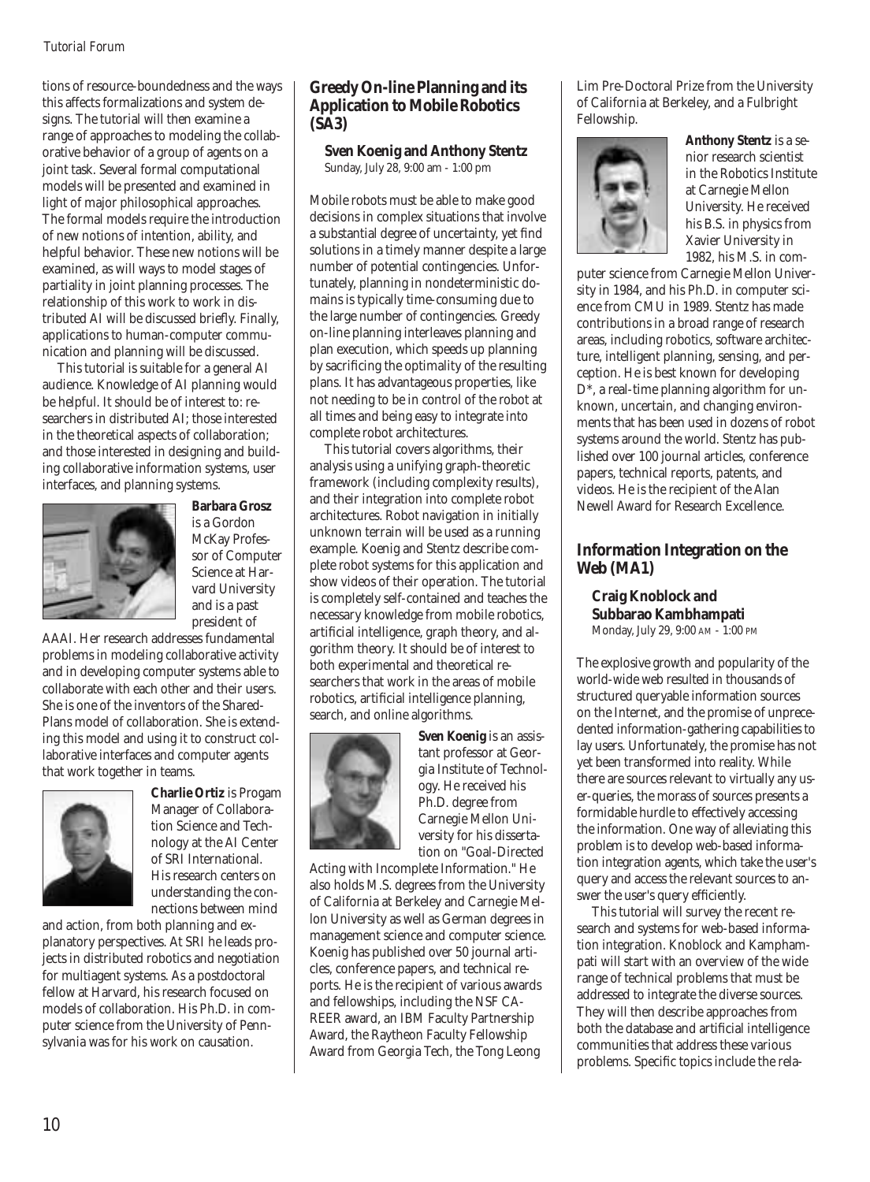tions of resource-boundedness and the ways this affects formalizations and system designs. The tutorial will then examine a range of approaches to modeling the collaborative behavior of a group of agents on a joint task. Several formal computational models will be presented and examined in light of major philosophical approaches. The formal models require the introduction of new notions of intention, ability, and helpful behavior. These new notions will be examined, as will ways to model stages of partiality in joint planning processes. The relationship of this work to work in distributed AI will be discussed briefly. Finally, applications to human-computer communication and planning will be discussed.

This tutorial is suitable for a general AI audience. Knowledge of AI planning would be helpful. It should be of interest to: researchers in distributed AI; those interested in the theoretical aspects of collaboration; and those interested in designing and building collaborative information systems, user interfaces, and planning systems.

**Barbara Grosz** is a Gordon McKay Professor of Computer Science at Harvard University and is a past president of AAAI. Her research addresses fundamental problems in modeling collaborative activity and in developing computer systems able to collaborate with each other and their users. She is one of the inventors of the SharedPlans model of collaboration. She is extending this model and using it to construct collaborative interfaces and computer agents that work together in teams.

**Charlie Ortiz** is Progam Manager of Collaboration Science and Technology at the AI Center of SRI International. His research centers on understanding the connections between mind and action, from both planning and explanatory perspectives. At SRI he leads projects in distributed robotics and negotiation for multiagent systems. As a postdoctoral fellow at Harvard, his research focused on models of collaboration. His Ph.D. in computer science from the University of Pennsylvania was for his work on causation.

## Greedy On-line Planning and its Application to Mobile Robotics (SA3)

**Sven Koenig and Anthony Stentz**
Sunday, July 28, 9:00 am - 1:00 pm

Mobile robots must be able to make good decisions in complex situations that involve a substantial degree of uncertainty, yet find solutions in a timely manner despite a large number of potential contingencies. Unfortunately, planning in nondeterministic domains is typically time-consuming due to the large number of contingencies. Greedy on-line planning interleaves planning and plan execution, which speeds up planning by sacrificing the optimality of the resulting plans. It has advantageous properties, like not needing to be in control of the robot at all times and being easy to integrate into complete robot architectures.

This tutorial covers algorithms, their analysis using a unifying graph-theoretic framework (including complexity results), and their integration into complete robot architectures. Robot navigation in initially unknown terrain will be used as a running example. Koenig and Stentz describe complete robot systems for this application and show videos of their operation. The tutorial is completely self-contained and teaches the necessary knowledge from mobile robotics, artificial intelligence, graph theory, and algorithm theory. It should be of interest to both experimental and theoretical researchers that work in the areas of mobile robotics, artificial intelligence planning, search, and online algorithms.

**Sven Koenig** is an assistant professor at Georgia Institute of Technology. He received his Ph.D. degree from Carnegie Mellon University for his dissertation on "Goal-Directed Acting with Incomplete Information." He also holds M.S. degrees from the University of California at Berkeley and Carnegie Mellon University as well as German degrees in management science and computer science. Koenig has published over 50 journal articles, conference papers, and technical reports. He is the recipient of various awards and fellowships, including the NSF CAREER award, an IBM Faculty Partnership Award, the Raytheon Faculty Fellowship Award from Georgia Tech, the Tong Leong Lim Pre-Doctoral Prize from the University of California at Berkeley, and a Fulbright Fellowship.

**Anthony Stentz** is a senior research scientist in the Robotics Institute at Carnegie Mellon University. He received his B.S. in physics from Xavier University in 1982, his M.S. in computer science from Carnegie Mellon University in 1984, and his Ph.D. in computer science from CMU in 1989. Stentz has made contributions in a broad range of research areas, including robotics, software architecture, intelligent planning, sensing, and perception. He is best known for developing D*, a real-time planning algorithm for unknown, uncertain, and changing environments that has been used in dozens of robot systems around the world. Stentz has published over 100 journal articles, conference papers, technical reports, patents, and videos. He is the recipient of the Alan Newell Award for Research Excellence.

## Information Integration on the Web (MA1)

**Craig Knoblock and Subbarao Kambhampati**
Monday, July 29, 9:00 AM - 1:00 PM

The explosive growth and popularity of the world-wide web resulted in thousands of structured queryable information sources on the Internet, and the promise of unprecedented information-gathering capabilities to lay users. Unfortunately, the promise has not yet been transformed into reality. While there are sources relevant to virtually any user-queries, the morass of sources presents a formidable hurdle to effectively accessing the information. One way of alleviating this problem is to develop web-based information integration agents, which take the user's query and access the relevant sources to answer the user's query efficiently.

This tutorial will survey the recent research and systems for web-based information integration. Knoblock and Kamphampati will start with an overview of the wide range of technical problems that must be addressed to integrate the diverse sources. They will then describe approaches from both the database and artificial intelligence communities that address these various problems. Specific topics include the rela-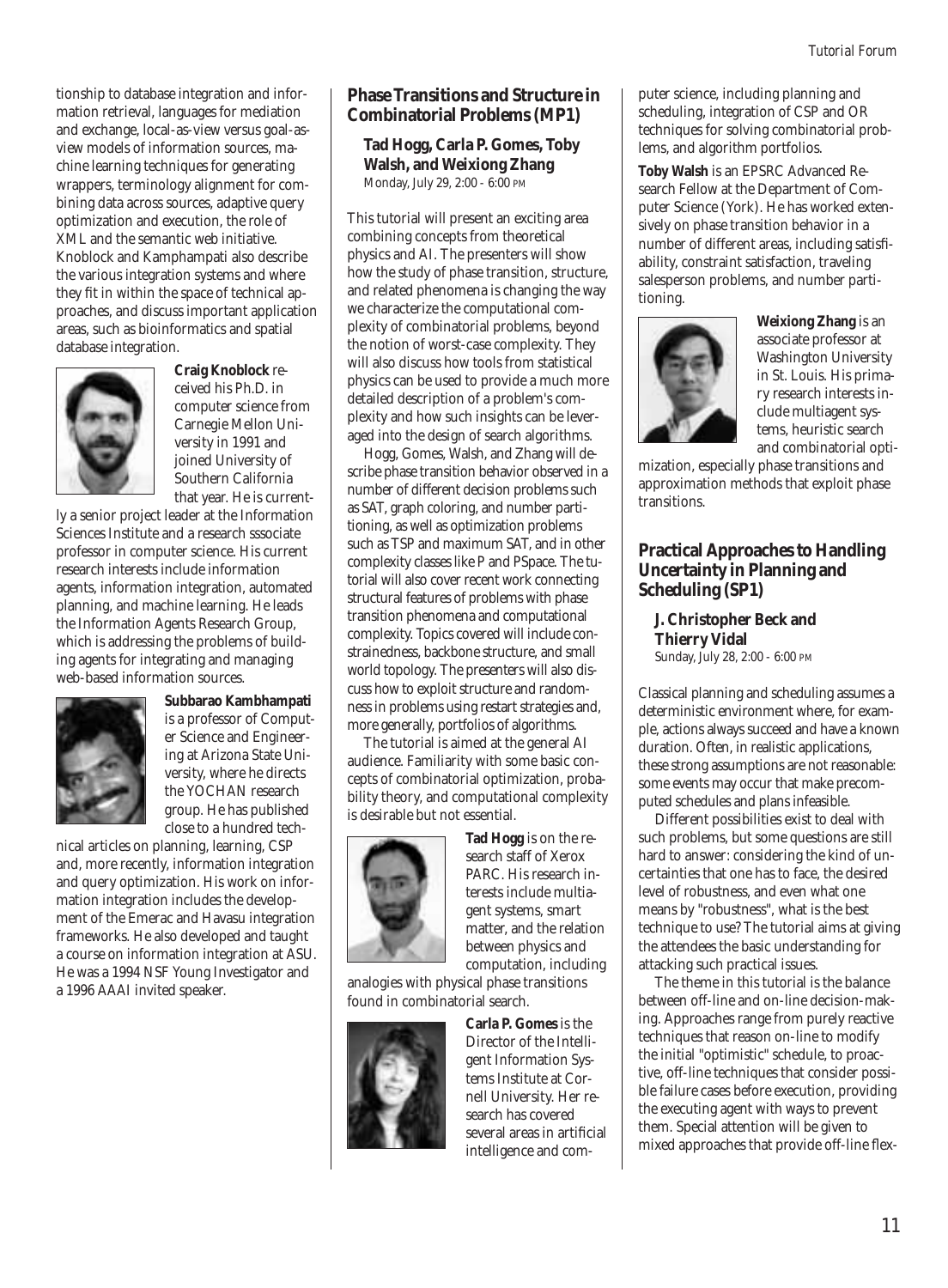tionship to database integration and information retrieval, languages for mediation and exchange, local-as-view versus goal-as-view models of information sources, machine learning techniques for generating wrappers, terminology alignment for combining data across sources, adaptive query optimization and execution, the role of XML and the semantic web initiative. Knoblock and Kamphampati also describe the various integration systems and where they fit in within the space of technical approaches, and discuss important application areas, such as bioinformatics and spatial database integration.

**Craig Knoblock** received his Ph.D. in computer science from Carnegie Mellon University in 1991 and joined University of Southern California that year. He is currently a senior project leader at the Information Sciences Institute and a research sssociate professor in computer science. His current research interests include information agents, information integration, automated planning, and machine learning. He leads the Information Agents Research Group, which is addressing the problems of building agents for integrating and managing web-based information sources.

**Subbarao Kambhampati** is a professor of Computer Science and Engineering at Arizona State University, where he directs the YOCHAN research group. He has published close to a hundred technical articles on planning, learning, CSP and, more recently, information integration and query optimization. His work on information integration includes the development of the Emerac and Havasu integration frameworks. He also developed and taught a course on information integration at ASU. He was a 1994 NSF Young Investigator and a 1996 AAAI invited speaker.

## Phase Transitions and Structure in Combinatorial Problems (MP1)

**Tad Hogg, Carla P. Gomes, Toby Walsh, and Weixiong Zhang**
Monday, July 29, 2:00 - 6:00 PM

This tutorial will present an exciting area combining concepts from theoretical physics and AI. The presenters will show how the study of phase transition, structure, and related phenomena is changing the way we characterize the computational complexity of combinatorial problems, beyond the notion of worst-case complexity. They will also discuss how tools from statistical physics can be used to provide a much more detailed description of a problem's complexity and how such insights can be leveraged into the design of search algorithms.

Hogg, Gomes, Walsh, and Zhang will describe phase transition behavior observed in a number of different decision problems such as SAT, graph coloring, and number partitioning, as well as optimization problems such as TSP and maximum SAT, and in other complexity classes like P and PSpace. The tutorial will also cover recent work connecting structural features of problems with phase transition phenomena and computational complexity. Topics covered will include constrainedness, backbone structure, and small world topology. The presenters will also discuss how to exploit structure and randomness in problems using restart strategies and, more generally, portfolios of algorithms.

The tutorial is aimed at the general AI audience. Familiarity with some basic concepts of combinatorial optimization, probability theory, and computational complexity is desirable but not essential.

**Tad Hogg** is on the research staff of Xerox PARC. His research interests include multiagent systems, smart matter, and the relation between physics and computation, including analogies with physical phase transitions found in combinatorial search.

**Carla P. Gomes** is the Director of the Intelligent Information Systems Institute at Cornell University. Her research has covered several areas in artificial intelligence and computer science, including planning and scheduling, integration of CSP and OR techniques for solving combinatorial problems, and algorithm portfolios.

**Toby Walsh** is an EPSRC Advanced Research Fellow at the Department of Computer Science (York). He has worked extensively on phase transition behavior in a number of different areas, including satisfiability, constraint satisfaction, traveling salesperson problems, and number partitioning.

**Weixiong Zhang** is an associate professor at Washington University in St. Louis. His primary research interests include multiagent systems, heuristic search and combinatorial optimization, especially phase transitions and approximation methods that exploit phase transitions.

## Practical Approaches to Handling Uncertainty in Planning and Scheduling (SP1)

**J. Christopher Beck and Thierry Vidal**
Sunday, July 28, 2:00 - 6:00 PM

Classical planning and scheduling assumes a deterministic environment where, for example, actions always succeed and have a known duration. Often, in realistic applications, these strong assumptions are not reasonable: some events may occur that make precomputed schedules and plans infeasible.

Different possibilities exist to deal with such problems, but some questions are still hard to answer: considering the kind of uncertainties that one has to face, the desired level of robustness, and even what one means by "robustness", what is the best technique to use? The tutorial aims at giving the attendees the basic understanding for attacking such practical issues.

The theme in this tutorial is the balance between off-line and on-line decision-making. Approaches range from purely reactive techniques that reason on-line to modify the initial "optimistic" schedule, to proactive, off-line techniques that consider possible failure cases before execution, providing the executing agent with ways to prevent them. Special attention will be given to mixed approaches that provide off-line flex-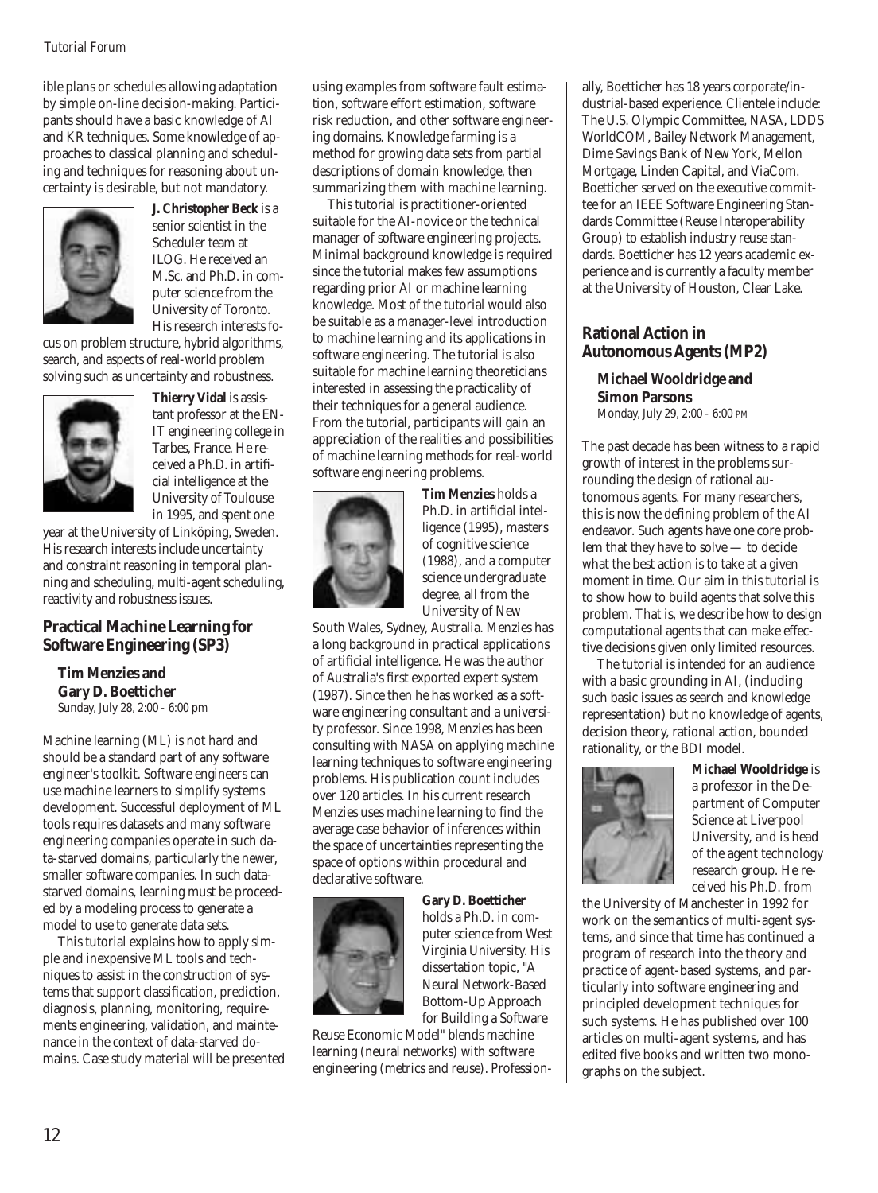ible plans or schedules allowing adaptation by simple on-line decision-making. Participants should have a basic knowledge of AI and KR techniques. Some knowledge of approaches to classical planning and scheduling and techniques for reasoning about uncertainty is desirable, but not mandatory.

**J. Christopher Beck** is a senior scientist in the Scheduler team at ILOG. He received an M.Sc. and Ph.D. in computer science from the University of Toronto. His research interests focus on problem structure, hybrid algorithms, search, and aspects of real-world problem solving such as uncertainty and robustness.

**Thierry Vidal** is assistant professor at the ENIT engineering college in Tarbes, France. He received a Ph.D. in artificial intelligence at the University of Toulouse in 1995, and spent one year at the University of Linköping, Sweden. His research interests include uncertainty and constraint reasoning in temporal planning and scheduling, multi-agent scheduling, reactivity and robustness issues.

## Practical Machine Learning for Software Engineering (SP3)

**Tim Menzies and Gary D. Boetticher**
Sunday, July 28, 2:00 - 6:00 pm

Machine learning (ML) is not hard and should be a standard part of any software engineer's toolkit. Software engineers can use machine learners to simplify systems development. Successful deployment of ML tools requires datasets and many software engineering companies operate in such data-starved domains, particularly the newer, smaller software companies. In such data-starved domains, learning must be proceeded by a modeling process to generate a model to use to generate data sets.

This tutorial explains how to apply simple and inexpensive ML tools and techniques to assist in the construction of systems that support classification, prediction, diagnosis, planning, monitoring, requirements engineering, validation, and maintenance in the context of data-starved domains. Case study material will be presented using examples from software fault estimation, software effort estimation, software risk reduction, and other software engineering domains. Knowledge farming is a method for growing data sets from partial descriptions of domain knowledge, then summarizing them with machine learning.

This tutorial is practitioner-oriented suitable for the AI-novice or the technical manager of software engineering projects. Minimal background knowledge is required since the tutorial makes few assumptions regarding prior AI or machine learning knowledge. Most of the tutorial would also be suitable as a manager-level introduction to machine learning and its applications in software engineering. The tutorial is also suitable for machine learning theoreticians interested in assessing the practicality of their techniques for a general audience. From the tutorial, participants will gain an appreciation of the realities and possibilities of machine learning methods for real-world software engineering problems.

**Tim Menzies** holds a Ph.D. in artificial intelligence (1995), masters of cognitive science (1988), and a computer science undergraduate degree, all from the University of New South Wales, Sydney, Australia. Menzies has a long background in practical applications of artificial intelligence. He was the author of Australia's first exported expert system (1987). Since then he has worked as a software engineering consultant and a university professor. Since 1998, Menzies has been consulting with NASA on applying machine learning techniques to software engineering problems. His publication count includes over 120 articles. In his current research Menzies uses machine learning to find the average case behavior of inferences within the space of uncertainties representing the space of options within procedural and declarative software.

**Gary D. Boetticher** holds a Ph.D. in computer science from West Virginia University. His dissertation topic, "A Neural Network-Based Bottom-Up Approach for Building a Software Reuse Economic Model" blends machine learning (neural networks) with software engineering (metrics and reuse). Professionally, Boetticher has 18 years corporate/industrial-based experience. Clientele include: The U.S. Olympic Committee, NASA, LDDS WorldCOM, Bailey Network Management, Dime Savings Bank of New York, Mellon Mortgage, Linden Capital, and ViaCom. Boetticher served on the executive committee for an IEEE Software Engineering Standards Committee (Reuse Interoperability Group) to establish industry reuse standards. Boetticher has 12 years academic experience and is currently a faculty member at the University of Houston, Clear Lake.

## Rational Action in Autonomous Agents (MP2)

**Michael Wooldridge and Simon Parsons**
Monday, July 29, 2:00 - 6:00 PM

The past decade has been witness to a rapid growth of interest in the problems surrounding the design of rational autonomous agents. For many researchers, this is now the defining problem of the AI endeavor. Such agents have one core problem that they have to solve — to decide what the best action is to take at a given moment in time. Our aim in this tutorial is to show how to build agents that solve this problem. That is, we describe how to design computational agents that can make effective decisions given only limited resources.

The tutorial is intended for an audience with a basic grounding in AI, (including such basic issues as search and knowledge representation) but no knowledge of agents, decision theory, rational action, bounded rationality, or the BDI model.

**Michael Wooldridge** is a professor in the Department of Computer Science at Liverpool University, and is head of the agent technology research group. He received his Ph.D. from the University of Manchester in 1992 for work on the semantics of multi-agent systems, and since that time has continued a program of research into the theory and practice of agent-based systems, and particularly into software engineering and principled development techniques for such systems. He has published over 100 articles on multi-agent systems, and has edited five books and written two monographs on the subject.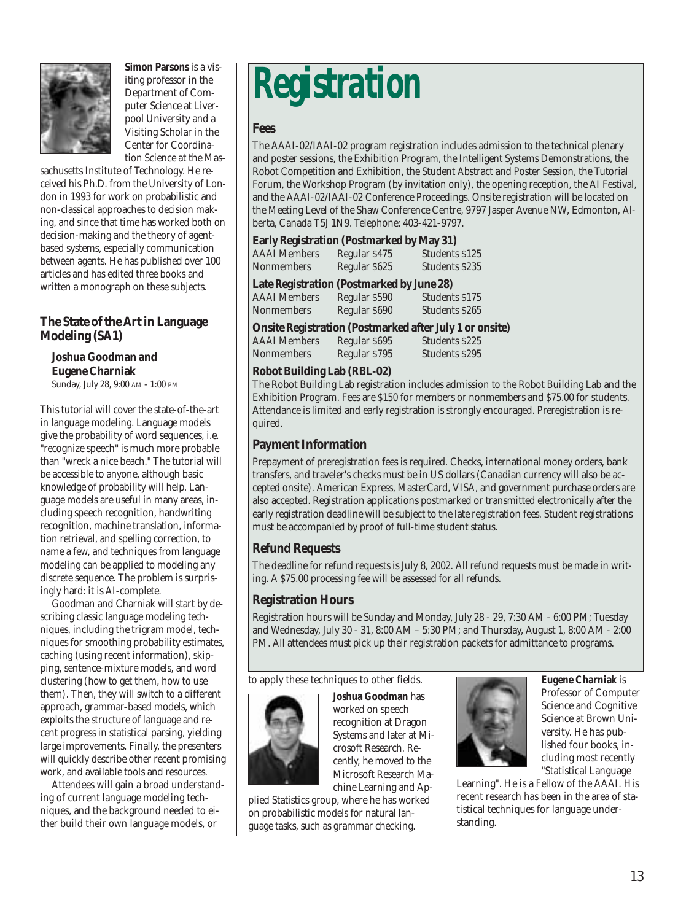**Simon Parsons** is a visiting professor in the Department of Computer Science at Liverpool University and a Visiting Scholar in the Center for Coordination Science at the Massachusetts Institute of Technology. He received his Ph.D. from the University of London in 1993 for work on probabilistic and non-classical approaches to decision making, and since that time has worked both on decision-making and the theory of agent-based systems, especially communication between agents. He has published over 100 articles and has edited three books and written a monograph on these subjects.

### The State of the Art in Language Modeling (SA1)

**Joshua Goodman and Eugene Charniak**
Sunday, July 28, 9:00 AM - 1:00 PM

This tutorial will cover the state-of-the-art in language modeling. Language models give the probability of word sequences, i.e. "recognize speech" is much more probable than "wreck a nice beach." The tutorial will be accessible to anyone, although basic knowledge of probability will help. Language models are useful in many areas, including speech recognition, handwriting recognition, machine translation, information retrieval, and spelling correction, to name a few, and techniques from language modeling can be applied to modeling any discrete sequence. The problem is surprisingly hard: it is AI-complete.

Goodman and Charniak will start by describing classic language modeling techniques, including the trigram model, techniques for smoothing probability estimates, caching (using recent information), skipping, sentence-mixture models, and word clustering (how to get them, how to use them). Then, they will switch to a different approach, grammar-based models, which exploits the structure of language and recent progress in statistical parsing, yielding large improvements. Finally, the presenters will quickly describe other recent promising work, and available tools and resources.

Attendees will gain a broad understanding of current language modeling techniques, and the background needed to either build their own language models, or to apply these techniques to other fields.

**Joshua Goodman** has worked on speech recognition at Dragon Systems and later at Microsoft Research. Recently, he moved to the Microsoft Research Machine Learning and Applied Statistics group, where he has worked on probabilistic models for natural language tasks, such as grammar checking.

**Eugene Charniak** is Professor of Computer Science and Cognitive Science at Brown University. He has published four books, including most recently "Statistical Language Learning". He is a Fellow of the AAAI. His recent research has been in the area of statistical techniques for language understanding.

# Registration

### Fees

The AAAI-02/IAAI-02 program registration includes admission to the technical plenary and poster sessions, the Exhibition Program, the Intelligent Systems Demonstrations, the Robot Competition and Exhibition, the Student Abstract and Poster Session, the Tutorial Forum, the Workshop Program (by invitation only), the opening reception, the AI Festival, and the AAAI-02/IAAI-02 Conference Proceedings. Onsite registration will be located on the Meeting Level of the Shaw Conference Centre, 9797 Jasper Avenue NW, Edmonton, Alberta, Canada T5J 1N9. Telephone: 403-421-9797.

**Early Registration (Postmarked by May 31)**

| | | |
|---|---|---|
| AAAI Members | Regular $475 | Students $125 |
| Nonmembers | Regular $625 | Students $235 |

**Late Registration (Postmarked by June 28)**

| | | |
|---|---|---|
| AAAI Members | Regular $590 | Students $175 |
| Nonmembers | Regular $690 | Students $265 |

**Onsite Registration (Postmarked after July 1 or onsite)**

| | | |
|---|---|---|
| AAAI Members | Regular $695 | Students $225 |
| Nonmembers | Regular $795 | Students $295 |

**Robot Building Lab (RBL-02)**

The Robot Building Lab registration includes admission to the Robot Building Lab and the Exhibition Program. Fees are $150 for members or nonmembers and $75.00 for students. Attendance is limited and early registration is strongly encouraged. Preregistration is required.

### Payment Information

Prepayment of preregistration fees is required. Checks, international money orders, bank transfers, and traveler's checks must be in US dollars (Canadian currency will also be accepted onsite). American Express, MasterCard, VISA, and government purchase orders are also accepted. Registration applications postmarked or transmitted electronically after the early registration deadline will be subject to the late registration fees. Student registrations must be accompanied by proof of full-time student status.

### Refund Requests

The deadline for refund requests is July 8, 2002. All refund requests must be made in writing. A $75.00 processing fee will be assessed for all refunds.

### Registration Hours

Registration hours will be Sunday and Monday, July 28 - 29, 7:30 AM - 6:00 PM; Tuesday and Wednesday, July 30 - 31, 8:00 AM – 5:30 PM; and Thursday, August 1, 8:00 AM - 2:00 PM. All attendees must pick up their registration packets for admittance to programs.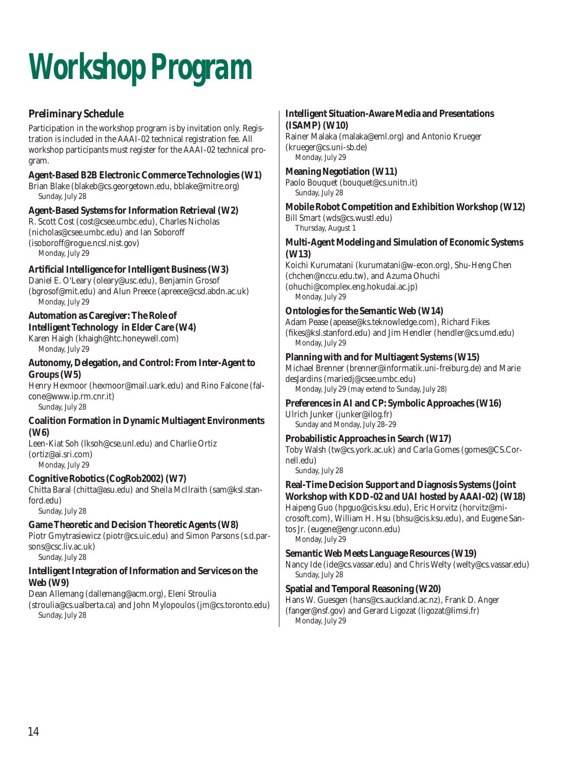# Workshop Program

## Preliminary Schedule

Participation in the workshop program is by invitation only. Registration is included in the AAAI-02 technical registration fee. All workshop participants must register for the AAAI-02 technical program.

### Agent-Based B2B Electronic Commerce Technologies (W1)

Brian Blake (blakeb@cs.georgetown.edu, bblake@mitre.org)
*Sunday, July 28*

### Agent-Based Systems for Information Retrieval (W2)

R. Scott Cost (cost@csee.umbc.edu), Charles Nicholas (nicholas@csee.umbc.edu) and Ian Soboroff (isoboroff@rogue.ncsl.nist.gov)
*Monday, July 29*

### Artificial Intelligence for Intelligent Business (W3)

Daniel E. O'Leary (oleary@usc.edu), Benjamin Grosof (bgrosof@mit.edu) and Alun Preece (apreece@csd.abdn.ac.uk)
*Monday, July 29*

### Automation as Caregiver: The Role of Intelligent Technology in Elder Care (W4)

Karen Haigh (khaigh@htc.honeywell.com)
*Monday, July 29*

### Autonomy, Delegation, and Control: From Inter-Agent to Groups (W5)

Henry Hexmoor (hexmoor@mail.uark.edu) and Rino Falcone (falcone@www.ip.rm.cnr.it)
*Sunday, July 28*

### Coalition Formation in Dynamic Multiagent Environments (W6)

Leen-Kiat Soh (lksoh@cse.unl.edu) and Charlie Ortiz (ortiz@ai.sri.com)
*Monday, July 29*

### Cognitive Robotics (CogRob2002) (W7)

Chitta Baral (chitta@asu.edu) and Sheila McIlraith (sam@ksl.stanford.edu)
*Sunday, July 28*

### Game Theoretic and Decision Theoretic Agents (W8)

Piotr Gmytrasiewicz (piotr@cs.uic.edu) and Simon Parsons (s.d.parsons@csc.liv.ac.uk)
*Sunday, July 28*

### Intelligent Integration of Information and Services on the Web (W9)

Dean Allemang (dallemang@acm.org), Eleni Stroulia (stroulia@cs.ualberta.ca) and John Mylopoulos (jm@cs.toronto.edu)
*Sunday, July 28*

### Intelligent Situation-Aware Media and Presentations (ISAMP) (W10)

Rainer Malaka (malaka@eml.org) and Antonio Krueger (krueger@cs.uni-sb.de)
*Monday, July 29*

### Meaning Negotiation (W11)

Paolo Bouquet (bouquet@cs.unitn.it)
*Sunday, July 28*

### Mobile Robot Competition and Exhibition Workshop (W12)

Bill Smart (wds@cs.wustl.edu)
*Thursday, August 1*

### Multi-Agent Modeling and Simulation of Economic Systems (W13)

Koichi Kurumatani (kurumatani@w-econ.org), Shu-Heng Chen (chchen@nccu.edu.tw), and Azuma Ohuchi (ohuchi@complex.eng.hokudai.ac.jp)
*Monday, July 29*

### Ontologies for the Semantic Web (W14)

Adam Pease (apease@ks.teknowledge.com), Richard Fikes (fikes@ksl.stanford.edu) and Jim Hendler (hendler@cs.umd.edu)
*Monday, July 29*

### Planning with and for Multiagent Systems (W15)

Michael Brenner (brenner@informatik.uni-freiburg.de) and Marie desJardins (mariedj@csee.umbc.edu)
*Monday, July 29 (may extend to Sunday, July 28)*

### Preferences in AI and CP: Symbolic Approaches (W16)

Ulrich Junker (junker@ilog.fr)
*Sunday and Monday, July 28–29*

### Probabilistic Approaches in Search (W17)

Toby Walsh (tw@cs.york.ac.uk) and Carla Gomes (gomes@CS.Cornell.edu)
*Sunday, July 28*

### Real-Time Decision Support and Diagnosis Systems (Joint Workshop with KDD-02 and UAI hosted by AAAI-02) (W18)

Haipeng Guo (hpguo@cis.ksu.edu), Eric Horvitz (horvitz@microsoft.com), William H. Hsu (bhsu@cis.ksu.edu), and Eugene Santos Jr. (eugene@engr.uconn.edu)
*Monday, July 29*

### Semantic Web Meets Language Resources (W19)

Nancy Ide (ide@cs.vassar.edu) and Chris Welty (welty@cs.vassar.edu)
*Sunday, July 28*

### Spatial and Temporal Reasoning (W20)

Hans W. Guesgen (hans@cs.auckland.ac.nz), Frank D. Anger (fanger@nsf.gov) and Gerard Ligozat (ligozat@limsi.fr)
*Monday, July 29*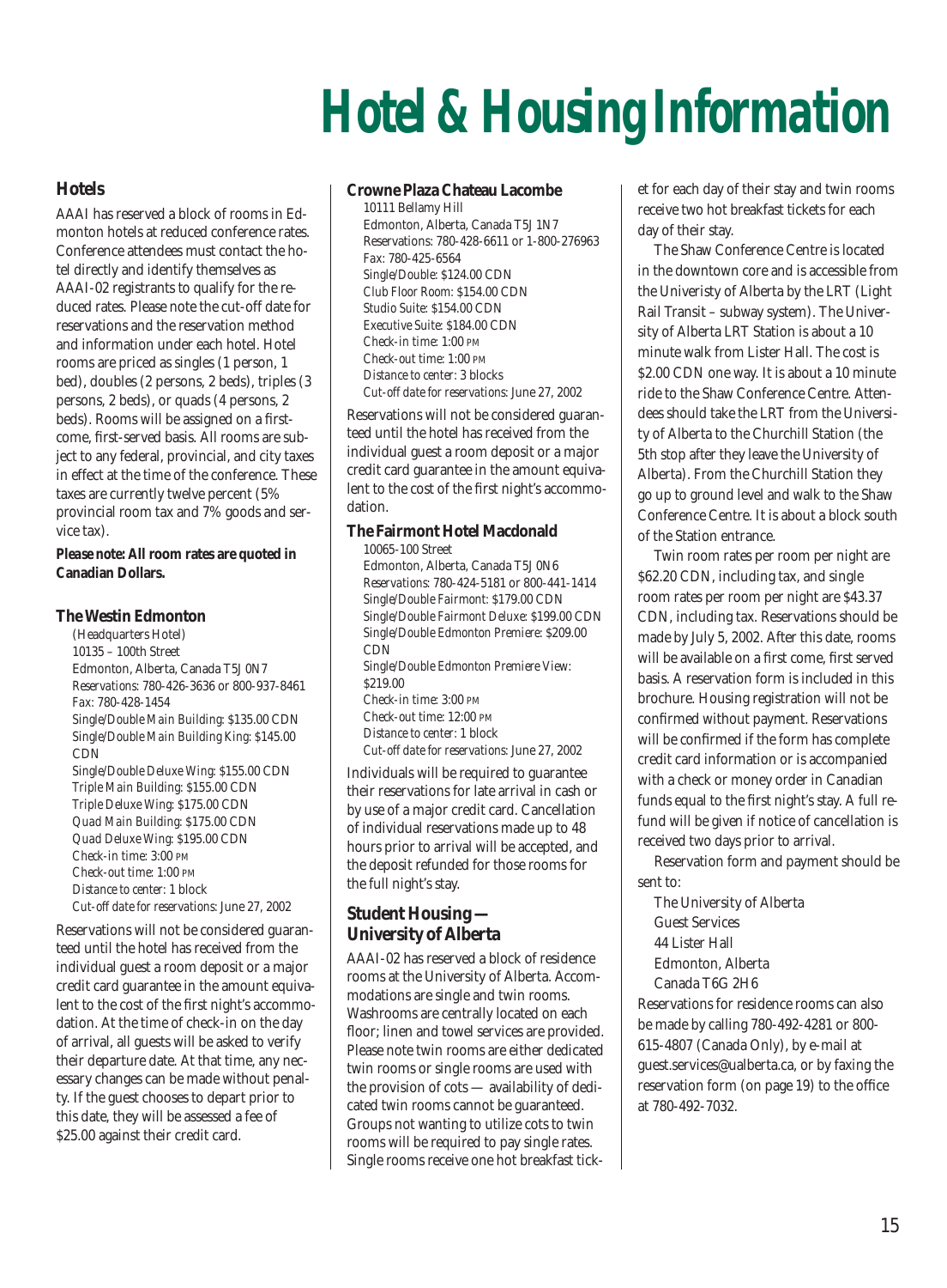# Hotel & Housing Information

## Hotels

AAAI has reserved a block of rooms in Edmonton hotels at reduced conference rates. Conference attendees must contact the hotel directly and identify themselves as AAAI-02 registrants to qualify for the reduced rates. Please note the cut-off date for reservations and the reservation method and information under each hotel. Hotel rooms are priced as singles (1 person, 1 bed), doubles (2 persons, 2 beds), triples (3 persons, 2 beds), or quads (4 persons, 2 beds). Rooms will be assigned on a first-come, first-served basis. All rooms are subject to any federal, provincial, and city taxes in effect at the time of the conference. These taxes are currently twelve percent (5% provincial room tax and 7% goods and service tax).

***Please note: All room rates are quoted in Canadian Dollars.***

### The Westin Edmonton

(Headquarters Hotel)
10135 – 100th Street
Edmonton, Alberta, Canada T5J 0N7
*Reservations:* 780-426-3636 or 800-937-8461
*Fax:* 780-428-1454
*Single/Double Main Building:* $135.00 CDN
*Single/Double Main Building King:* $145.00 CDN
*Single/Double Deluxe Wing:* $155.00 CDN
*Triple Main Building:* $155.00 CDN
*Triple Deluxe Wing:* $175.00 CDN
*Quad Main Building:* $175.00 CDN
*Quad Deluxe Wing:* $195.00 CDN
*Check-in time:* 3:00 PM
*Check-out time:* 1:00 PM
*Distance to center:* 1 block
*Cut-off date for reservations:* June 27, 2002

Reservations will not be considered guaranteed until the hotel has received from the individual guest a room deposit or a major credit card guarantee in the amount equivalent to the cost of the first night's accommodation. At the time of check-in on the day of arrival, all guests will be asked to verify their departure date. At that time, any necessary changes can be made without penalty. If the guest chooses to depart prior to this date, they will be assessed a fee of $25.00 against their credit card.

### Crowne Plaza Chateau Lacombe

10111 Bellamy Hill
Edmonton, Alberta, Canada T5J 1N7
*Reservations:* 780-428-6611 or 1-800-276963
*Fax:* 780-425-6564
*Single/Double:* $124.00 CDN
*Club Floor Room:* $154.00 CDN
*Studio Suite:* $154.00 CDN
*Executive Suite:* $184.00 CDN
*Check-in time:* 1:00 PM
*Check-out time:* 1:00 PM
*Distance to center:* 3 blocks
*Cut-off date for reservations:* June 27, 2002

Reservations will not be considered guaranteed until the hotel has received from the individual guest a room deposit or a major credit card guarantee in the amount equivalent to the cost of the first night's accommodation.

### The Fairmont Hotel Macdonald

10065-100 Street
Edmonton, Alberta, Canada T5J 0N6
*Reservations:* 780-424-5181 or 800-441-1414
*Single/Double Fairmont:* $179.00 CDN
*Single/Double Fairmont Deluxe:* $199.00 CDN
*Single/Double Edmonton Premiere:* $209.00 CDN
*Single/Double Edmonton Premiere View:* $219.00
*Check-in time:* 3:00 PM
*Check-out time:* 12:00 PM
*Distance to center:* 1 block
*Cut-off date for reservations:* June 27, 2002

Individuals will be required to guarantee their reservations for late arrival in cash or by use of a major credit card. Cancellation of individual reservations made up to 48 hours prior to arrival will be accepted, and the deposit refunded for those rooms for the full night's stay.

## Student Housing — University of Alberta

AAAI-02 has reserved a block of residence rooms at the University of Alberta. Accommodations are single and twin rooms. Washrooms are centrally located on each floor; linen and towel services are provided. Please note twin rooms are either dedicated twin rooms or single rooms are used with the provision of cots — availability of dedicated twin rooms cannot be guaranteed. Groups not wanting to utilize cots to twin rooms will be required to pay single rates. Single rooms receive one hot breakfast ticket for each day of their stay and twin rooms receive two hot breakfast tickets for each day of their stay.

The Shaw Conference Centre is located in the downtown core and is accessible from the Univeristy of Alberta by the LRT (Light Rail Transit – subway system). The University of Alberta LRT Station is about a 10 minute walk from Lister Hall. The cost is $2.00 CDN one way. It is about a 10 minute ride to the Shaw Conference Centre. Attendees should take the LRT from the University of Alberta to the Churchill Station (the 5th stop after they leave the University of Alberta). From the Churchill Station they go up to ground level and walk to the Shaw Conference Centre. It is about a block south of the Station entrance.

Twin room rates per room per night are $62.20 CDN, including tax, and single room rates per room per night are $43.37 CDN, including tax. Reservations should be made by July 5, 2002. After this date, rooms will be available on a first come, first served basis. A reservation form is included in this brochure. Housing registration will not be confirmed without payment. Reservations will be confirmed if the form has complete credit card information or is accompanied with a check or money order in Canadian funds equal to the first night's stay. A full refund will be given if notice of cancellation is received two days prior to arrival.

Reservation form and payment should be sent to:

The University of Alberta
Guest Services
44 Lister Hall
Edmonton, Alberta
Canada T6G 2H6

Reservations for residence rooms can also be made by calling 780-492-4281 or 800-615-4807 (Canada Only), by e-mail at guest.services@ualberta.ca, or by faxing the reservation form (on page 19) to the office at 780-492-7032.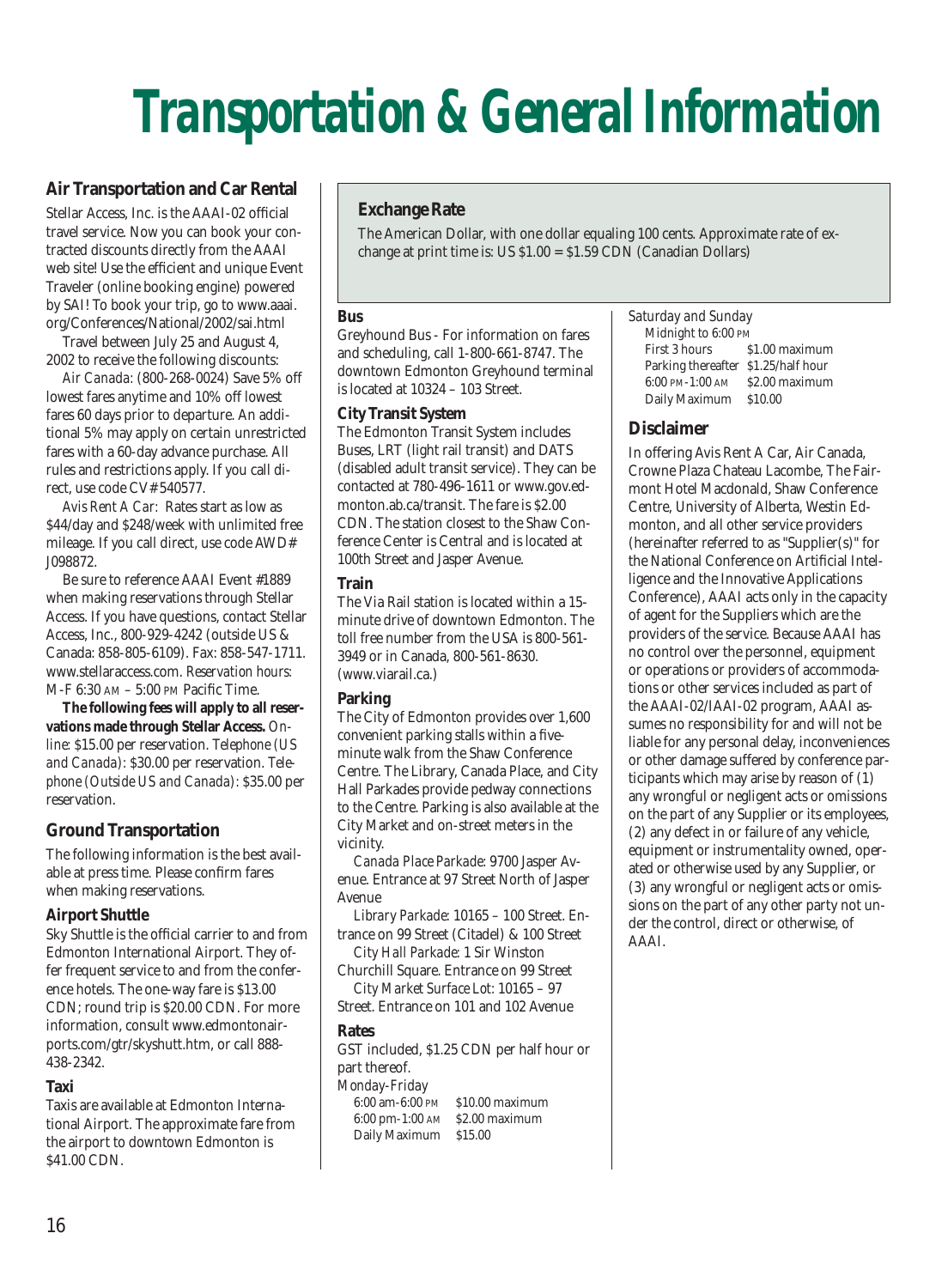# Transportation & General Information

## Air Transportation and Car Rental

Stellar Access, Inc. is the AAAI-02 official travel service. Now you can book your contracted discounts directly from the AAAI web site! Use the efficient and unique Event Traveler (online booking engine) powered by SAI! To book your trip, go to www.aaai.org/Conferences/National/2002/sai.html

Travel between July 25 and August 4, 2002 to receive the following discounts:

*Air Canada:* (800-268-0024) Save 5% off lowest fares anytime and 10% off lowest fares 60 days prior to departure. An additional 5% may apply on certain unrestricted fares with a 60-day advance purchase. All rules and restrictions apply. If you call direct, use code CV# 540577.

*Avis Rent A Car:* Rates start as low as $44/day and $248/week with unlimited free mileage. If you call direct, use code AWD# J098872.

Be sure to reference AAAI Event #1889 when making reservations through Stellar Access. If you have questions, contact Stellar Access, Inc., 800-929-4242 (outside US & Canada: 858-805-6109). Fax: 858-547-1711. www.stellaraccess.com. *Reservation hours:* M-F 6:30 AM – 5:00 PM Pacific Time.

**The following fees will apply to all reservations made through Stellar Access.** *Online:* $15.00 per reservation. *Telephone (US and Canada):* $30.00 per reservation. *Telephone (Outside US and Canada):* $35.00 per reservation.

## Ground Transportation

The following information is the best available at press time. Please confirm fares when making reservations.

### Airport Shuttle

Sky Shuttle is the official carrier to and from Edmonton International Airport. They offer frequent service to and from the conference hotels. The one-way fare is $13.00 CDN; round trip is $20.00 CDN. For more information, consult www.edmontonairports.com/gtr/skyshutt.htm, or call 888-438-2342.

### Taxi

Taxis are available at Edmonton International Airport. The approximate fare from the airport to downtown Edmonton is $41.00 CDN.

## Exchange Rate

The American Dollar, with one dollar equaling 100 cents. Approximate rate of exchange at print time is: US $1.00 = $1.59 CDN (Canadian Dollars)

### Bus

Greyhound Bus - For information on fares and scheduling, call 1-800-661-8747. The downtown Edmonton Greyhound terminal is located at 10324 – 103 Street.

### City Transit System

The Edmonton Transit System includes Buses, LRT (light rail transit) and DATS (disabled adult transit service). They can be contacted at 780-496-1611 or www.gov.edmonton.ab.ca/transit. The fare is $2.00 CDN. The station closest to the Shaw Conference Center is Central and is located at 100th Street and Jasper Avenue.

### Train

The Via Rail station is located within a 15-minute drive of downtown Edmonton. The toll free number from the USA is 800-561-3949 or in Canada, 800-561-8630. (www.viarail.ca.)

### Parking

The City of Edmonton provides over 1,600 convenient parking stalls within a five-minute walk from the Shaw Conference Centre. The Library, Canada Place, and City Hall Parkades provide pedway connections to the Centre. Parking is also available at the City Market and on-street meters in the vicinity.

*Canada Place Parkade:* 9700 Jasper Avenue. Entrance at 97 Street North of Jasper Avenue

*Library Parkade:* 10165 – 100 Street. Entrance on 99 Street (Citadel) & 100 Street

*City Hall Parkade:* 1 Sir Winston Churchill Square. Entrance on 99 Street

*City Market Surface Lot:* 10165 – 97 Street. Entrance on 101 and 102 Avenue

### Rates

GST included, $1.25 CDN per half hour or part thereof.

*Monday-Friday*

| | |
|---|---|
| 6:00 am-6:00 PM | $10.00 maximum |
| 6:00 pm-1:00 AM | $2.00 maximum |
| Daily Maximum | $15.00 |

*Saturday and Sunday*

| | |
|---|---|
| Midnight to 6:00 PM | |
| First 3 hours | $1.00 maximum |
| Parking thereafter | $1.25/half hour |
| 6:00 PM-1:00 AM | $2.00 maximum |
| Daily Maximum | $10.00 |

## Disclaimer

In offering Avis Rent A Car, Air Canada, Crowne Plaza Chateau Lacombe, The Fairmont Hotel Macdonald, Shaw Conference Centre, University of Alberta, Westin Edmonton, and all other service providers (hereinafter referred to as "Supplier(s)" for the National Conference on Artificial Intelligence and the Innovative Applications Conference), AAAI acts only in the capacity of agent for the Suppliers which are the providers of the service. Because AAAI has no control over the personnel, equipment or operations or providers of accommodations or other services included as part of the AAAI-02/IAAI-02 program, AAAI assumes no responsibility for and will not be liable for any personal delay, inconveniences or other damage suffered by conference participants which may arise by reason of (1) any wrongful or negligent acts or omissions on the part of any Supplier or its employees, (2) any defect in or failure of any vehicle, equipment or instrumentality owned, operated or otherwise used by any Supplier, or (3) any wrongful or negligent acts or omissions on the part of any other party not under the control, direct or otherwise, of AAAI.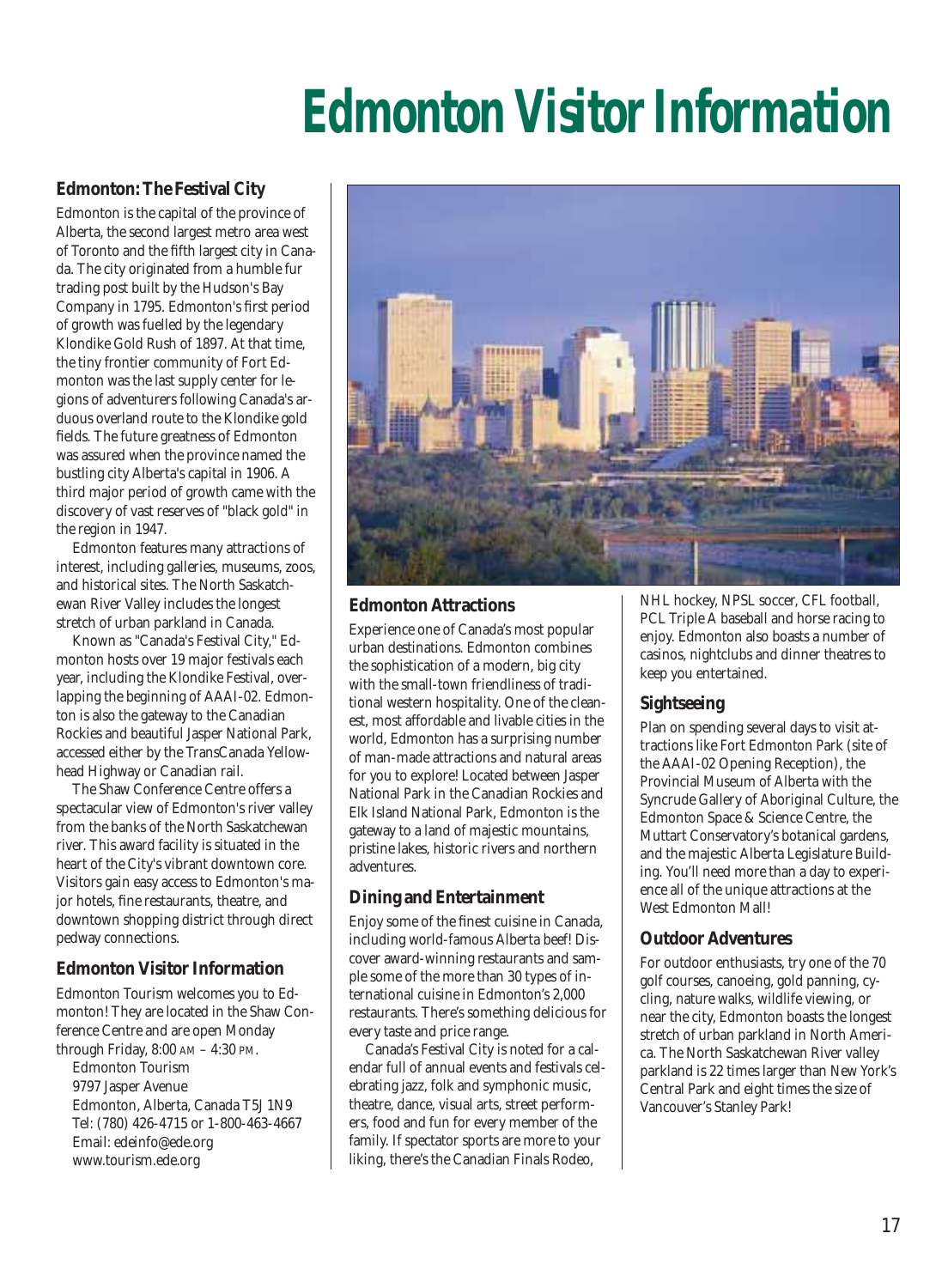# Edmonton Visitor Information

### Edmonton: The Festival City

Edmonton is the capital of the province of Alberta, the second largest metro area west of Toronto and the fifth largest city in Canada. The city originated from a humble fur trading post built by the Hudson's Bay Company in 1795. Edmonton's first period of growth was fuelled by the legendary Klondike Gold Rush of 1897. At that time, the tiny frontier community of Fort Edmonton was the last supply center for legions of adventurers following Canada's arduous overland route to the Klondike gold fields. The future greatness of Edmonton was assured when the province named the bustling city Alberta's capital in 1906. A third major period of growth came with the discovery of vast reserves of "black gold" in the region in 1947.

Edmonton features many attractions of interest, including galleries, museums, zoos, and historical sites. The North Saskatchewan River Valley includes the longest stretch of urban parkland in Canada.

Known as "Canada's Festival City," Edmonton hosts over 19 major festivals each year, including the Klondike Festival, overlapping the beginning of AAAI-02. Edmonton is also the gateway to the Canadian Rockies and beautiful Jasper National Park, accessed either by the TransCanada Yellowhead Highway or Canadian rail.

The Shaw Conference Centre offers a spectacular view of Edmonton's river valley from the banks of the North Saskatchewan river. This award facility is situated in the heart of the City's vibrant downtown core. Visitors gain easy access to Edmonton's major hotels, fine restaurants, theatre, and downtown shopping district through direct pedway connections.

### Edmonton Visitor Information

Edmonton Tourism welcomes you to Edmonton! They are located in the Shaw Conference Centre and are open Monday through Friday, 8:00 AM – 4:30 PM.

Edmonton Tourism
9797 Jasper Avenue
Edmonton, Alberta, Canada T5J 1N9
Tel: (780) 426-4715 or 1-800-463-4667
Email: edeinfo@ede.org
www.tourism.ede.org

### Edmonton Attractions

Experience one of Canada's most popular urban destinations. Edmonton combines the sophistication of a modern, big city with the small-town friendliness of traditional western hospitality. One of the cleanest, most affordable and livable cities in the world, Edmonton has a surprising number of man-made attractions and natural areas for you to explore! Located between Jasper National Park in the Canadian Rockies and Elk Island National Park, Edmonton is the gateway to a land of majestic mountains, pristine lakes, historic rivers and northern adventures.

### Dining and Entertainment

Enjoy some of the finest cuisine in Canada, including world-famous Alberta beef! Discover award-winning restaurants and sample some of the more than 30 types of international cuisine in Edmonton's 2,000 restaurants. There's something delicious for every taste and price range.

Canada's Festival City is noted for a calendar full of annual events and festivals celebrating jazz, folk and symphonic music, theatre, dance, visual arts, street performers, food and fun for every member of the family. If spectator sports are more to your liking, there's the Canadian Finals Rodeo, NHL hockey, NPSL soccer, CFL football, PCL Triple A baseball and horse racing to enjoy. Edmonton also boasts a number of casinos, nightclubs and dinner theatres to keep you entertained.

### Sightseeing

Plan on spending several days to visit attractions like Fort Edmonton Park (site of the AAAI-02 Opening Reception), the Provincial Museum of Alberta with the Syncrude Gallery of Aboriginal Culture, the Edmonton Space & Science Centre, the Muttart Conservatory's botanical gardens, and the majestic Alberta Legislature Building. You'll need more than a day to experience all of the unique attractions at the West Edmonton Mall!

### Outdoor Adventures

For outdoor enthusiasts, try one of the 70 golf courses, canoeing, gold panning, cycling, nature walks, wildlife viewing, or near the city, Edmonton boasts the longest stretch of urban parkland in North America. The North Saskatchewan River valley parkland is 22 times larger than New York's Central Park and eight times the size of Vancouver's Stanley Park!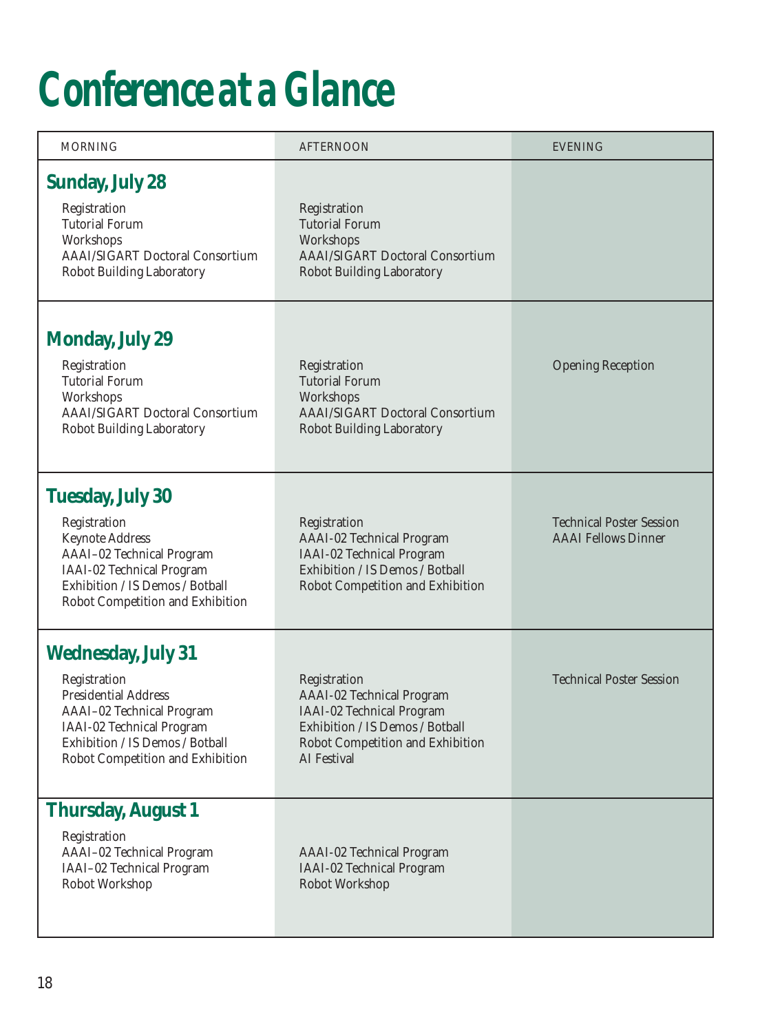# Conference at a Glance

| MORNING | AFTERNOON | EVENING |
|---|---|---|
| **Sunday, July 28** | | |
| Registration<br>Tutorial Forum<br>Workshops<br>AAAI/SIGART Doctoral Consortium<br>Robot Building Laboratory | Registration<br>Tutorial Forum<br>Workshops<br>AAAI/SIGART Doctoral Consortium<br>Robot Building Laboratory | |
| **Monday, July 29** | | |
| Registration<br>Tutorial Forum<br>Workshops<br>AAAI/SIGART Doctoral Consortium<br>Robot Building Laboratory | Registration<br>Tutorial Forum<br>Workshops<br>AAAI/SIGART Doctoral Consortium<br>Robot Building Laboratory | Opening Reception |
| **Tuesday, July 30** | | |
| Registration<br>Keynote Address<br>AAAI–02 Technical Program<br>IAAI-02 Technical Program<br>Exhibition / IS Demos / Botball<br>Robot Competition and Exhibition | Registration<br>AAAI-02 Technical Program<br>IAAI-02 Technical Program<br>Exhibition / IS Demos / Botball<br>Robot Competition and Exhibition | Technical Poster Session<br>AAAI Fellows Dinner |
| **Wednesday, July 31** | | |
| Registration<br>Presidential Address<br>AAAI–02 Technical Program<br>IAAI-02 Technical Program<br>Exhibition / IS Demos / Botball<br>Robot Competition and Exhibition | Registration<br>AAAI-02 Technical Program<br>IAAI-02 Technical Program<br>Exhibition / IS Demos / Botball<br>Robot Competition and Exhibition<br>AI Festival | Technical Poster Session |
| **Thursday, August 1** | | |
| Registration<br>AAAI–02 Technical Program<br>IAAI–02 Technical Program<br>Robot Workshop | AAAI-02 Technical Program<br>IAAI-02 Technical Program<br>Robot Workshop | |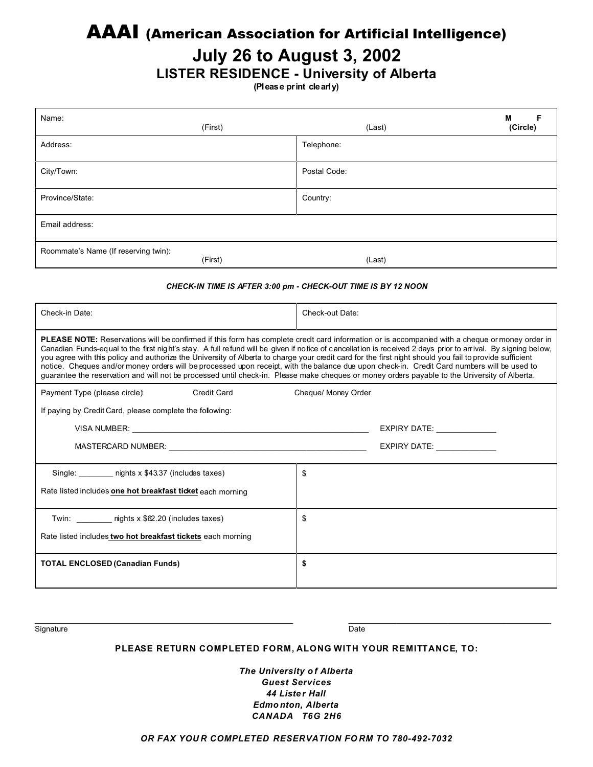# AAAI (American Association for Artificial Intelligence)

## July 26 to August 3, 2002

### LISTER RESIDENCE - University of Alberta

**(Please print clearly)**

| Name: (First) (Last) | M F (Circle) |
|---|---|
| Address: | Telephone: |
| City/Town: | Postal Code: |
| Province/State: | Country: |
| Email address: | |
| Roommate's Name (If reserving twin): (First) (Last) | |

***CHECK-IN TIME IS AFTER 3:00 pm - CHECK-OUT TIME IS BY 12 NOON***

| Check-in Date: | Check-out Date: |
|---|---|
| **PLEASE NOTE:** Reservations will be confirmed if this form has complete credit card information or is accompanied with a cheque or money order in Canadian Funds-equal to the first night's stay. A full refund will be given if notice of cancellation is received 2 days prior to arrival. By signing below, you agree with this policy and authorize the University of Alberta to charge your credit card for the first night should you fail to provide sufficient notice. Cheques and/or money orders will be processed upon receipt, with the balance due upon check-in. Credit Card numbers will be used to guarantee the reservation and will not be processed until check-in. Please make cheques or money orders payable to the University of Alberta. | |
| Payment Type (please circle): Credit Card Cheque/ Money Order<br>If paying by Credit Card, please complete the following:<br>VISA NUMBER: ______________________ EXPIRY DATE: ____________<br>MASTERCARD NUMBER: ______________________ EXPIRY DATE: ____________ | |
| Single: ________ nights x $43.37 (includes taxes)<br>Rate listed includes **one hot breakfast ticket** each morning | $ |
| Twin: ________ nights x $62.20 (includes taxes)<br>Rate listed includes **two hot breakfast tickets** each morning | $ |
| **TOTAL ENCLOSED** (Canadian Funds) | **$** |

_______________________________________ Signature

_______________________________________ Date

**PLEASE RETURN COMPLETED FORM, ALONG WITH YOUR REMITTANCE, TO:**

***The University of Alberta***
***Guest Services***
***44 Lister Hall***
***Edmonton, Alberta***
***CANADA T6G 2H6***

***OR FAX YOUR COMPLETED RESERVATION FORM TO 780-492-7032***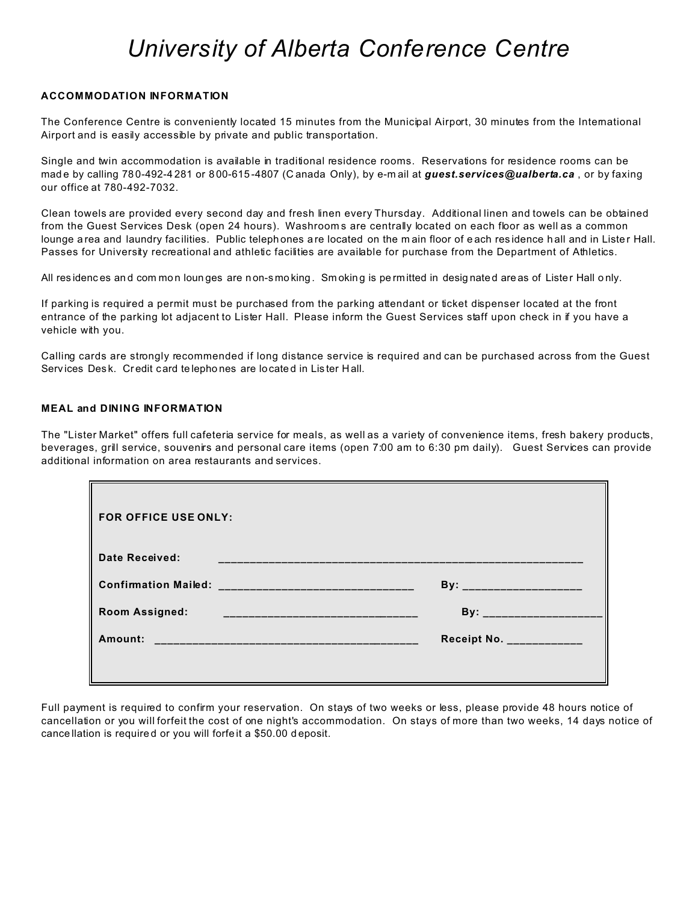# *University of Alberta Conference Centre*

**ACCOMMODATION INFORMATION**

The Conference Centre is conveniently located 15 minutes from the Municipal Airport, 30 minutes from the International Airport and is easily accessible by private and public transportation.

Single and twin accommodation is available in traditional residence rooms. Reservations for residence rooms can be made by calling 780-492-4281 or 800-615-4807 (Canada Only), by e-mail at ***guest.services@ualberta.ca*** , or by faxing our office at 780-492-7032.

Clean towels are provided every second day and fresh linen every Thursday. Additional linen and towels can be obtained from the Guest Services Desk (open 24 hours). Washrooms are centrally located on each floor as well as a common lounge area and laundry facilities. Public telephones are located on the main floor of each residence hall and in Lister Hall. Passes for University recreational and athletic facilities are available for purchase from the Department of Athletics.

All residences and common lounges are non-smoking. Smoking is permitted in designated areas of Lister Hall only.

If parking is required a permit must be purchased from the parking attendant or ticket dispenser located at the front entrance of the parking lot adjacent to Lister Hall. Please inform the Guest Services staff upon check in if you have a vehicle with you.

Calling cards are strongly recommended if long distance service is required and can be purchased across from the Guest Services Desk. Credit card telephones are located in Lister Hall.

**MEAL and DINING INFORMATION**

The "Lister Market" offers full cafeteria service for meals, as well as a variety of convenience items, fresh bakery products, beverages, grill service, souvenirs and personal care items (open 7:00 am to 6:30 pm daily). Guest Services can provide additional information on area restaurants and services.

**FOR OFFICE USE ONLY:**

**Date Received:** ____________________________________________

**Confirmation Mailed:** ______________________________ **By:** __________________

**Room Assigned:** ______________________________ **By:** __________________

**Amount:** ________________________________________ **Receipt No.** ____________

Full payment is required to confirm your reservation. On stays of two weeks or less, please provide 48 hours notice of cancellation or you will forfeit the cost of one night's accommodation. On stays of more than two weeks, 14 days notice of cancellation is required or you will forfeit a $50.00 deposit.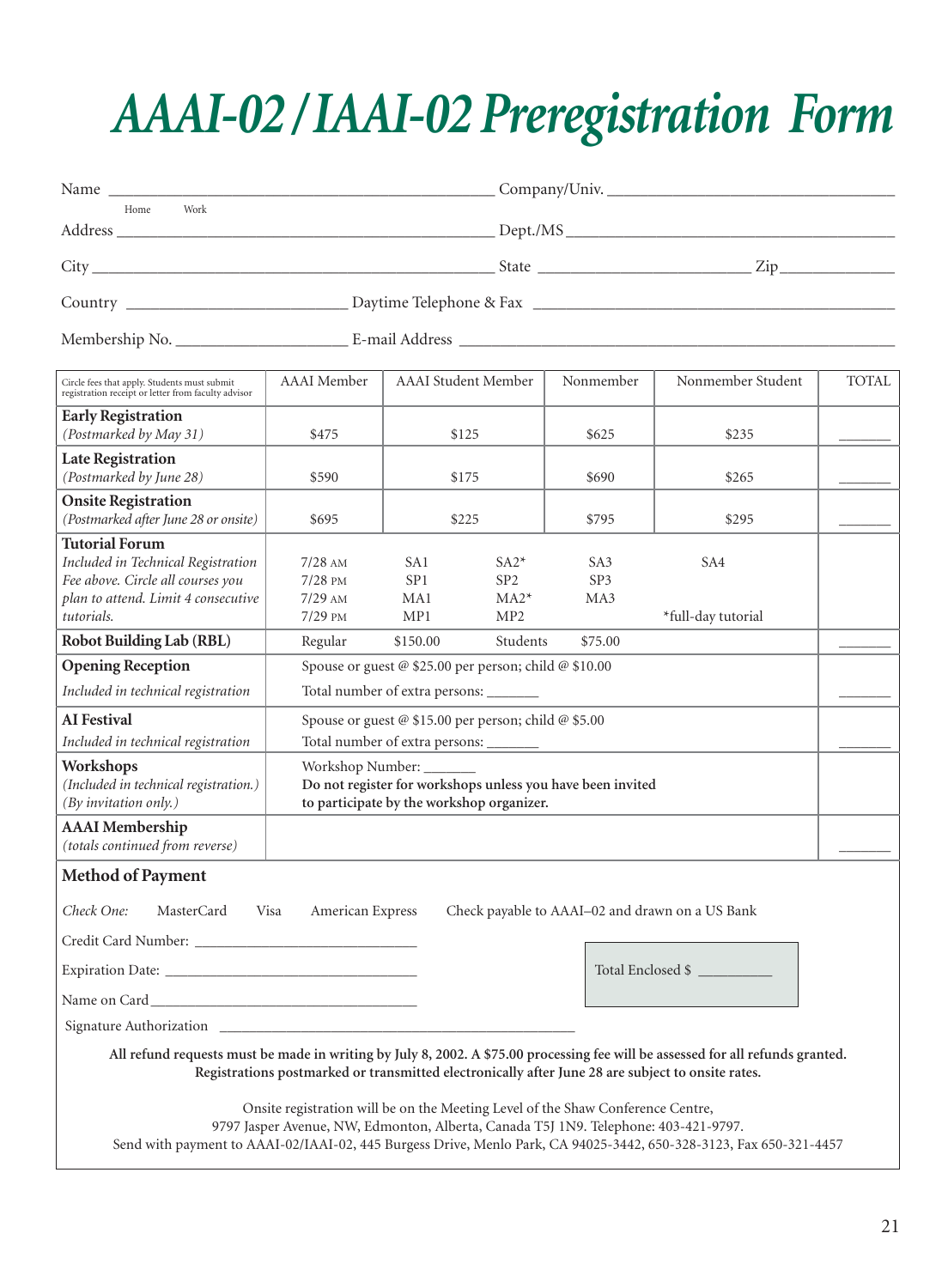# AAAI-02 / IAAI-02 Preregistration Form

Name ______________________________ Company/Univ. ______________________________

Home Work

Address ______________________________ Dept./MS ______________________________

City ______________________________ State ________________ Zip ____________

Country ________________ Daytime Telephone & Fax ______________________________

Membership No. ______________ E-mail Address ______________________________

| Circle fees that apply. Students must submit registration receipt or letter from faculty advisor | AAAI Member | AAAI Student Member | | Nonmember | Nonmember Student | TOTAL |
|---|---|---|---|---|---|---|
| **Early Registration** *(Postmarked by May 31)* | $475 | $125 | | $625 | $235 | _______ |
| **Late Registration** *(Postmarked by June 28)* | $590 | $175 | | $690 | $265 | _______ |
| **Onsite Registration** *(Postmarked after June 28 or onsite)* | $695 | $225 | | $795 | $295 | _______ |
| **Tutorial Forum** *Included in Technical Registration Fee above. Circle all courses you plan to attend. Limit 4 consecutive tutorials.* | 7/28 AM<br>7/28 PM<br>7/29 AM<br>7/29 PM | SA1<br>SP1<br>MA1<br>MP1 | SA2*<br>SP2<br>MA2*<br>MP2 | SA3<br>SP3<br>MA3 | SA4<br><br><br>*full-day tutorial | |
| **Robot Building Lab (RBL)** | Regular | $150.00 | Students | $75.00 | | _______ |
| **Opening Reception** *Included in technical registration* | Spouse or guest @ $25.00 per person; child @ $10.00<br>Total number of extra persons: _______ | | | | | _______ |
| **AI Festival** *Included in technical registration* | Spouse or guest @ $15.00 per person; child @ $5.00<br>Total number of extra persons: _______ | | | | | _______ |
| **Workshops** *(Included in technical registration.) (By invitation only.)* | Workshop Number: _______<br>**Do not register for workshops unless you have been invited to participate by the workshop organizer.** | | | | | |
| **AAAI Membership** *(totals continued from reverse)* | | | | | | _______ |

## Method of Payment

*Check One:* MasterCard Visa American Express Check payable to AAAI–02 and drawn on a US Bank

Credit Card Number: ______________________________

Expiration Date: ______________________________

Name on Card ______________________________

Total Enclosed $ __________

Signature Authorization ______________________________

**All refund requests must be made in writing by July 8, 2002. A $75.00 processing fee will be assessed for all refunds granted. Registrations postmarked or transmitted electronically after June 28 are subject to onsite rates.**

Onsite registration will be on the Meeting Level of the Shaw Conference Centre, 9797 Jasper Avenue, NW, Edmonton, Alberta, Canada T5J 1N9. Telephone: 403-421-9797.
Send with payment to AAAI-02/IAAI-02, 445 Burgess Drive, Menlo Park, CA 94025-3442, 650-328-3123, Fax 650-321-4457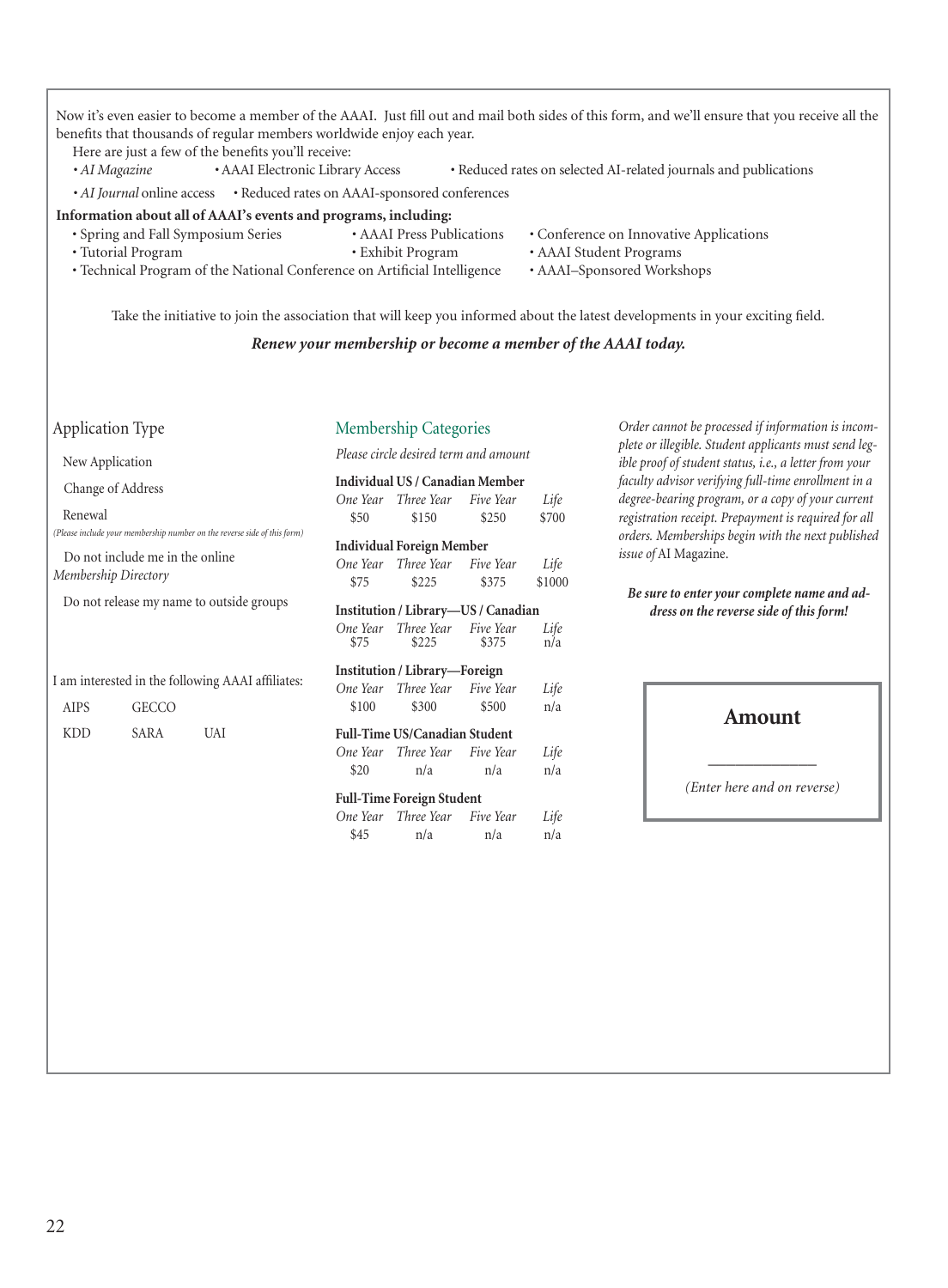Now it's even easier to become a member of the AAAI. Just fill out and mail both sides of this form, and we'll ensure that you receive all the benefits that thousands of regular members worldwide enjoy each year.

Here are just a few of the benefits you'll receive:

- *AI Magazine*
- AAAI Electronic Library Access
- Reduced rates on selected AI-related journals and publications
- *AI Journal* online access
- Reduced rates on AAAI-sponsored conferences

**Information about all of AAAI's events and programs, including:**

- Spring and Fall Symposium Series
- AAAI Press Publications
- Conference on Innovative Applications
- Tutorial Program
- Exhibit Program
- AAAI Student Programs
- Technical Program of the National Conference on Artificial Intelligence
- AAAI–Sponsored Workshops

Take the initiative to join the association that will keep you informed about the latest developments in your exciting field.

***Renew your membership or become a member of the AAAI today.***

## Application Type

New Application

Change of Address

Renewal

*(Please include your membership number on the reverse side of this form)*

Do not include me in the online *Membership Directory*

Do not release my name to outside groups

I am interested in the following AAAI affiliates:

AIPS GECCO

KDD SARA UAI

## Membership Categories

*Please circle desired term and amount*

**Individual US / Canadian Member**

| *One Year* | *Three Year* | *Five Year* | *Life* |
|---|---|---|---|
| $50 | $150 | $250 | $700 |

**Individual Foreign Member**

| *One Year* | *Three Year* | *Five Year* | *Life* |
|---|---|---|---|
| $75 | $225 | $375 | $1000 |

**Institution / Library—US / Canadian**

| *One Year* | *Three Year* | *Five Year* | *Life* |
|---|---|---|---|
| $75 | $225 | $375 | n/a |

**Institution / Library—Foreign**

| *One Year* | *Three Year* | *Five Year* | *Life* |
|---|---|---|---|
| $100 | $300 | $500 | n/a |

**Full-Time US/Canadian Student**

| *One Year* | *Three Year* | *Five Year* | *Life* |
|---|---|---|---|
| $20 | n/a | n/a | n/a |

**Full-Time Foreign Student**

| *One Year* | *Three Year* | *Five Year* | *Life* |
|---|---|---|---|
| $45 | n/a | n/a | n/a |

*Order cannot be processed if information is incomplete or illegible. Student applicants must send legible proof of student status, i.e., a letter from your faculty advisor verifying full-time enrollment in a degree-bearing program, or a copy of your current registration receipt. Prepayment is required for all orders. Memberships begin with the next published issue of* AI Magazine.

***Be sure to enter your complete name and address on the reverse side of this form!***

**Amount**

\_\_\_\_\_\_\_\_\_\_\_\_

*(Enter here and on reverse)*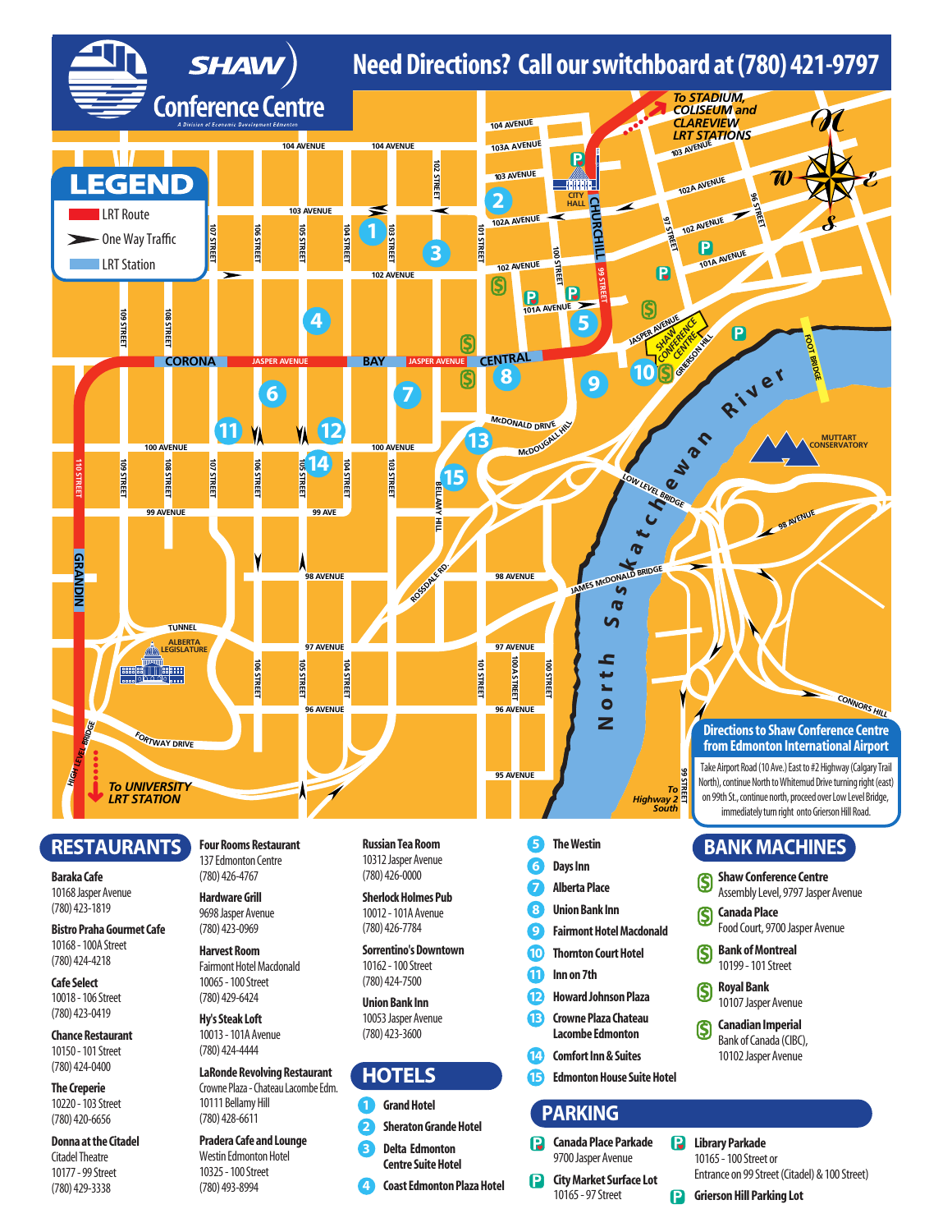# Shaw Conference Centre

**Need Directions? Call our switchboard at (780) 421-9797**

## LEGEND

- LRT Route
- One Way Traffic
- LRT Station

### Directions to Shaw Conference Centre from Edmonton International Airport

Take Airport Road (10 Ave.) East to #2 Highway (Calgary Trail North), continue North to Whitemud Drive turning right (east) on 99th St., continue north, proceed over Low Level Bridge, immediately turn right onto Grierson Hill Road.

## RESTAURANTS

**Baraka Cafe**
10168 Jasper Avenue
(780) 423-1819

**Bistro Praha Gourmet Cafe**
10168 - 100A Street
(780) 424-4218

**Cafe Select**
10018 - 106 Street
(780) 423-0419

**Chance Restaurant**
10150 - 101 Street
(780) 424-0400

**The Creperie**
10220 - 103 Street
(780) 420-6656

**Donna at the Citadel**
Citadel Theatre
10177 - 99 Street
(780) 429-3338

**Four Rooms Restaurant**
137 Edmonton Centre
(780) 426-4767

**Hardware Grill**
9698 Jasper Avenue
(780) 423-0969

**Harvest Room**
Fairmont Hotel Macdonald
10065 - 100 Street
(780) 429-6424

**Hy's Steak Loft**
10013 - 101A Avenue
(780) 424-4444

**LaRonde Revolving Restaurant**
Crowne Plaza - Chateau Lacombe Edm.
10111 Bellamy Hill
(780) 428-6611

**Pradera Cafe and Lounge**
Westin Edmonton Hotel
10325 - 100 Street
(780) 493-8994

**Russian Tea Room**
10312 Jasper Avenue
(780) 426-0000

**Sherlock Holmes Pub**
10012 - 101A Avenue
(780) 426-7784

**Sorrentino's Downtown**
10162 - 100 Street
(780) 424-7500

**Union Bank Inn**
10053 Jasper Avenue
(780) 423-3600

## HOTELS

1. Grand Hotel
2. Sheraton Grande Hotel
3. Delta Edmonton Centre Suite Hotel
4. Coast Edmonton Plaza Hotel
5. The Westin
6. Days Inn
7. Alberta Place
8. Union Bank Inn
9. Fairmont Hotel Macdonald
10. Thornton Court Hotel
11. Inn on 7th
12. Howard Johnson Plaza
13. Crowne Plaza Chateau Lacombe Edmonton
14. Comfort Inn & Suites
15. Edmonton House Suite Hotel

## BANK MACHINES

**Shaw Conference Centre**
Assembly Level, 9797 Jasper Avenue

**Canada Place**
Food Court, 9700 Jasper Avenue

**Bank of Montreal**
10199 - 101 Street

**Royal Bank**
10107 Jasper Avenue

**Canadian Imperial**
Bank of Canada (CIBC),
10102 Jasper Avenue

## PARKING

**Canada Place Parkade**
9700 Jasper Avenue

**City Market Surface Lot**
10165 - 97 Street

**Library Parkade**
10165 - 100 Street or
Entrance on 99 Street (Citadel) & 100 Street)

**Grierson Hill Parking Lot**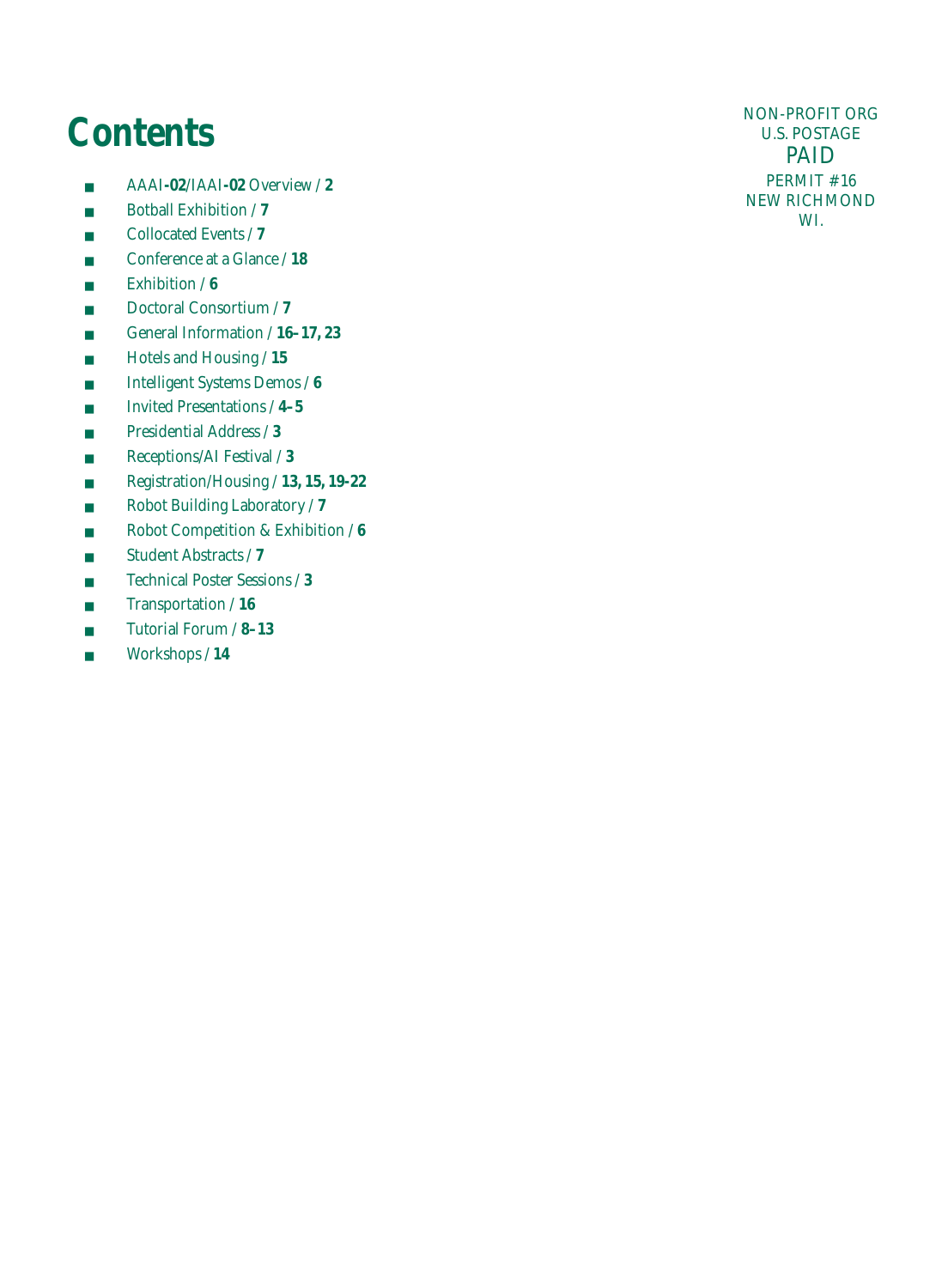# Contents

- AAAI-**02**/IAAI-**02** Overview / **2**
- Botball Exhibition / **7**
- Collocated Events / **7**
- Conference at a Glance / **18**
- Exhibition / **6**
- Doctoral Consortium / **7**
- General Information / **16–17, 23**
- Hotels and Housing / **15**
- Intelligent Systems Demos / **6**
- Invited Presentations / **4–5**
- Presidential Address / **3**
- Receptions/AI Festival / **3**
- Registration/Housing / **13, 15, 19-22**
- Robot Building Laboratory / **7**
- Robot Competition & Exhibition / **6**
- Student Abstracts / **7**
- Technical Poster Sessions / **3**
- Transportation / **16**
- Tutorial Forum / **8–13**
- Workshops / **14**

NON-PROFIT ORG
U.S. POSTAGE
PAID
PERMIT #16
NEW RICHMOND
WI.